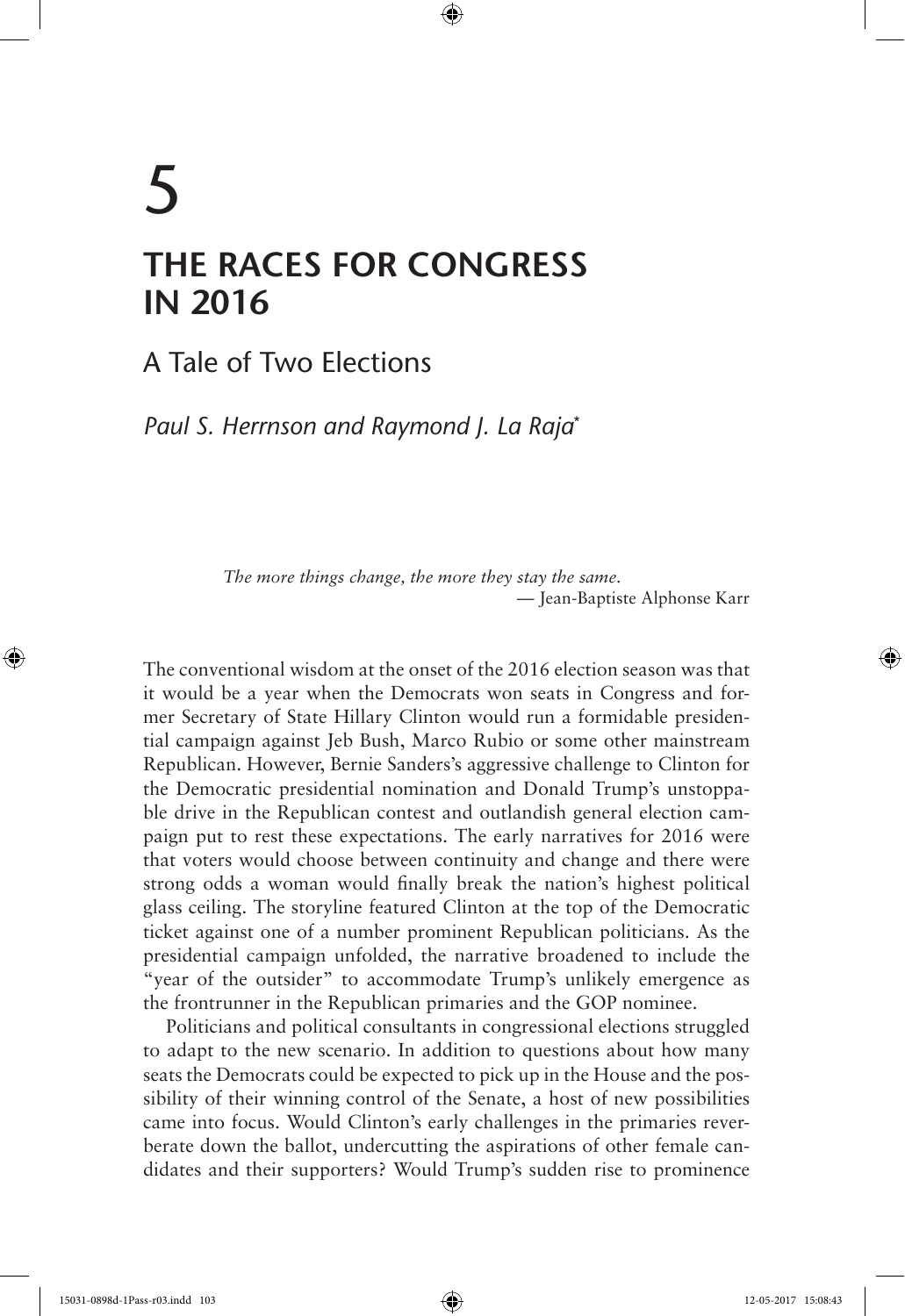# 5

# THE RACES FOR CONGRESS IN 2016

## A Tale of Two Elections

*Paul S. Herrnson and Raymond J. La Raja*[*]

> *The more things change, the more they stay the same.*
> — Jean-Baptiste Alphonse Karr

The conventional wisdom at the onset of the 2016 election season was that it would be a year when the Democrats won seats in Congress and former Secretary of State Hillary Clinton would run a formidable presidential campaign against Jeb Bush, Marco Rubio or some other mainstream Republican. However, Bernie Sanders's aggressive challenge to Clinton for the Democratic presidential nomination and Donald Trump's unstoppable drive in the Republican contest and outlandish general election campaign put to rest these expectations. The early narratives for 2016 were that voters would choose between continuity and change and there were strong odds a woman would finally break the nation's highest political glass ceiling. The storyline featured Clinton at the top of the Democratic ticket against one of a number prominent Republican politicians. As the presidential campaign unfolded, the narrative broadened to include the "year of the outsider" to accommodate Trump's unlikely emergence as the frontrunner in the Republican primaries and the GOP nominee.

Politicians and political consultants in congressional elections struggled to adapt to the new scenario. In addition to questions about how many seats the Democrats could be expected to pick up in the House and the possibility of their winning control of the Senate, a host of new possibilities came into focus. Would Clinton's early challenges in the primaries reverberate down the ballot, undercutting the aspirations of other female candidates and their supporters? Would Trump's sudden rise to prominence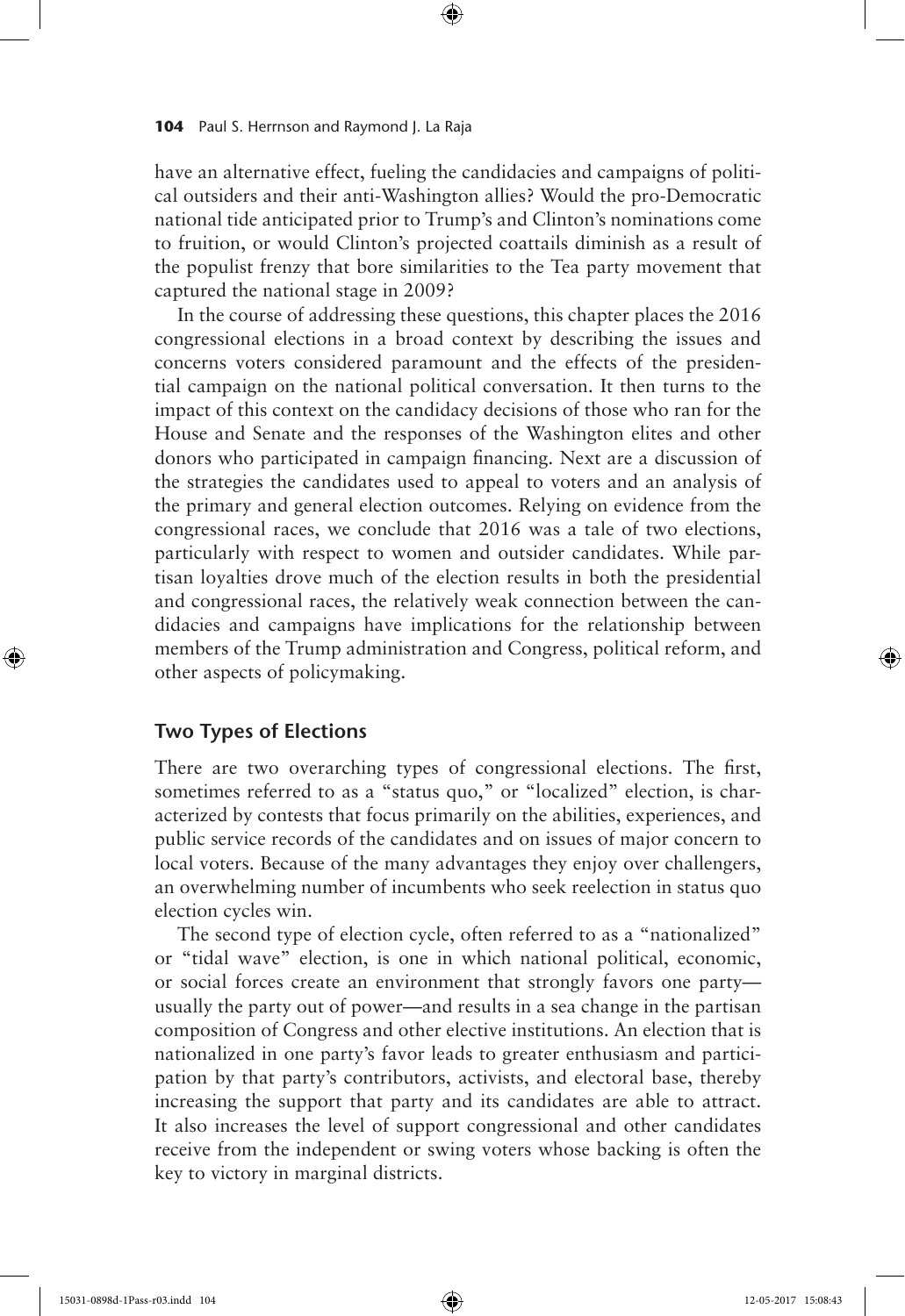have an alternative effect, fueling the candidacies and campaigns of political outsiders and their anti-Washington allies? Would the pro-Democratic national tide anticipated prior to Trump's and Clinton's nominations come to fruition, or would Clinton's projected coattails diminish as a result of the populist frenzy that bore similarities to the Tea party movement that captured the national stage in 2009?

In the course of addressing these questions, this chapter places the 2016 congressional elections in a broad context by describing the issues and concerns voters considered paramount and the effects of the presidential campaign on the national political conversation. It then turns to the impact of this context on the candidacy decisions of those who ran for the House and Senate and the responses of the Washington elites and other donors who participated in campaign financing. Next are a discussion of the strategies the candidates used to appeal to voters and an analysis of the primary and general election outcomes. Relying on evidence from the congressional races, we conclude that 2016 was a tale of two elections, particularly with respect to women and outsider candidates. While partisan loyalties drove much of the election results in both the presidential and congressional races, the relatively weak connection between the candidacies and campaigns have implications for the relationship between members of the Trump administration and Congress, political reform, and other aspects of policymaking.

## Two Types of Elections

There are two overarching types of congressional elections. The first, sometimes referred to as a "status quo," or "localized" election, is characterized by contests that focus primarily on the abilities, experiences, and public service records of the candidates and on issues of major concern to local voters. Because of the many advantages they enjoy over challengers, an overwhelming number of incumbents who seek reelection in status quo election cycles win.

The second type of election cycle, often referred to as a "nationalized" or "tidal wave" election, is one in which national political, economic, or social forces create an environment that strongly favors one party—usually the party out of power—and results in a sea change in the partisan composition of Congress and other elective institutions. An election that is nationalized in one party's favor leads to greater enthusiasm and participation by that party's contributors, activists, and electoral base, thereby increasing the support that party and its candidates are able to attract. It also increases the level of support congressional and other candidates receive from the independent or swing voters whose backing is often the key to victory in marginal districts.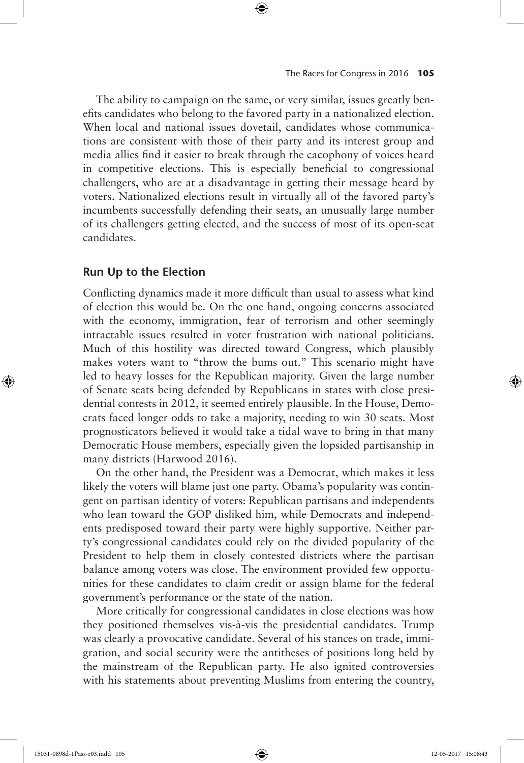The ability to campaign on the same, or very similar, issues greatly benefits candidates who belong to the favored party in a nationalized election. When local and national issues dovetail, candidates whose communications are consistent with those of their party and its interest group and media allies find it easier to break through the cacophony of voices heard in competitive elections. This is especially beneficial to congressional challengers, who are at a disadvantage in getting their message heard by voters. Nationalized elections result in virtually all of the favored party's incumbents successfully defending their seats, an unusually large number of its challengers getting elected, and the success of most of its open-seat candidates.

## Run Up to the Election

Conflicting dynamics made it more difficult than usual to assess what kind of election this would be. On the one hand, ongoing concerns associated with the economy, immigration, fear of terrorism and other seemingly intractable issues resulted in voter frustration with national politicians. Much of this hostility was directed toward Congress, which plausibly makes voters want to "throw the bums out." This scenario might have led to heavy losses for the Republican majority. Given the large number of Senate seats being defended by Republicans in states with close presidential contests in 2012, it seemed entirely plausible. In the House, Democrats faced longer odds to take a majority, needing to win 30 seats. Most prognosticators believed it would take a tidal wave to bring in that many Democratic House members, especially given the lopsided partisanship in many districts (Harwood 2016).

On the other hand, the President was a Democrat, which makes it less likely the voters will blame just one party. Obama's popularity was contingent on partisan identity of voters: Republican partisans and independents who lean toward the GOP disliked him, while Democrats and independents predisposed toward their party were highly supportive. Neither party's congressional candidates could rely on the divided popularity of the President to help them in closely contested districts where the partisan balance among voters was close. The environment provided few opportunities for these candidates to claim credit or assign blame for the federal government's performance or the state of the nation.

More critically for congressional candidates in close elections was how they positioned themselves vis-à-vis the presidential candidates. Trump was clearly a provocative candidate. Several of his stances on trade, immigration, and social security were the antitheses of positions long held by the mainstream of the Republican party. He also ignited controversies with his statements about preventing Muslims from entering the country,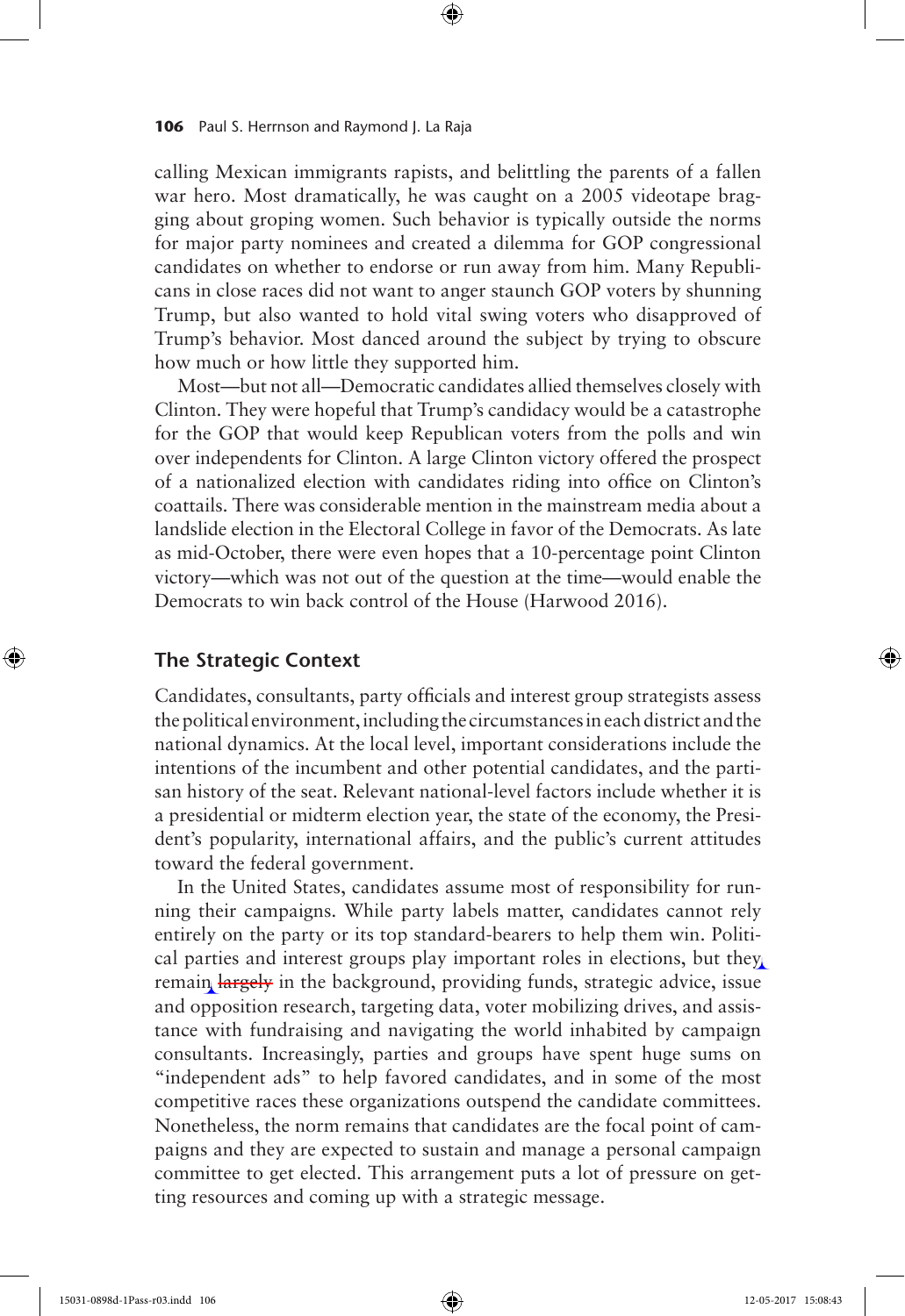calling Mexican immigrants rapists, and belittling the parents of a fallen war hero. Most dramatically, he was caught on a 2005 videotape bragging about groping women. Such behavior is typically outside the norms for major party nominees and created a dilemma for GOP congressional candidates on whether to endorse or run away from him. Many Republicans in close races did not want to anger staunch GOP voters by shunning Trump, but also wanted to hold vital swing voters who disapproved of Trump's behavior. Most danced around the subject by trying to obscure how much or how little they supported him.

Most—but not all—Democratic candidates allied themselves closely with Clinton. They were hopeful that Trump's candidacy would be a catastrophe for the GOP that would keep Republican voters from the polls and win over independents for Clinton. A large Clinton victory offered the prospect of a nationalized election with candidates riding into office on Clinton's coattails. There was considerable mention in the mainstream media about a landslide election in the Electoral College in favor of the Democrats. As late as mid-October, there were even hopes that a 10-percentage point Clinton victory—which was not out of the question at the time—would enable the Democrats to win back control of the House (Harwood 2016).

## The Strategic Context

Candidates, consultants, party officials and interest group strategists assess the political environment, including the circumstances in each district and the national dynamics. At the local level, important considerations include the intentions of the incumbent and other potential candidates, and the partisan history of the seat. Relevant national-level factors include whether it is a presidential or midterm election year, the state of the economy, the President's popularity, international affairs, and the public's current attitudes toward the federal government.

In the United States, candidates assume most of responsibility for running their campaigns. While party labels matter, candidates cannot rely entirely on the party or its top standard-bearers to help them win. Political parties and interest groups play important roles in elections, but they remain ~~largely~~ in the background, providing funds, strategic advice, issue and opposition research, targeting data, voter mobilizing drives, and assistance with fundraising and navigating the world inhabited by campaign consultants. Increasingly, parties and groups have spent huge sums on "independent ads" to help favored candidates, and in some of the most competitive races these organizations outspend the candidate committees. Nonetheless, the norm remains that candidates are the focal point of campaigns and they are expected to sustain and manage a personal campaign committee to get elected. This arrangement puts a lot of pressure on getting resources and coming up with a strategic message.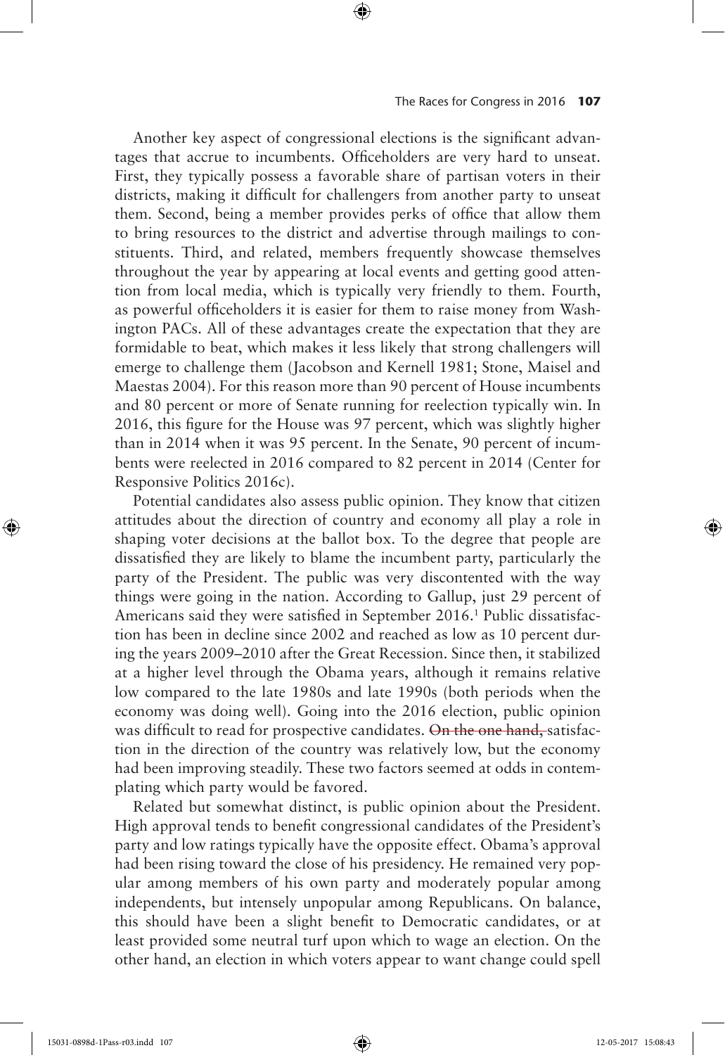Another key aspect of congressional elections is the significant advantages that accrue to incumbents. Officeholders are very hard to unseat. First, they typically possess a favorable share of partisan voters in their districts, making it difficult for challengers from another party to unseat them. Second, being a member provides perks of office that allow them to bring resources to the district and advertise through mailings to constituents. Third, and related, members frequently showcase themselves throughout the year by appearing at local events and getting good attention from local media, which is typically very friendly to them. Fourth, as powerful officeholders it is easier for them to raise money from Washington PACs. All of these advantages create the expectation that they are formidable to beat, which makes it less likely that strong challengers will emerge to challenge them (Jacobson and Kernell 1981; Stone, Maisel and Maestas 2004). For this reason more than 90 percent of House incumbents and 80 percent or more of Senate running for reelection typically win. In 2016, this figure for the House was 97 percent, which was slightly higher than in 2014 when it was 95 percent. In the Senate, 90 percent of incumbents were reelected in 2016 compared to 82 percent in 2014 (Center for Responsive Politics 2016c).

Potential candidates also assess public opinion. They know that citizen attitudes about the direction of country and economy all play a role in shaping voter decisions at the ballot box. To the degree that people are dissatisfied they are likely to blame the incumbent party, particularly the party of the President. The public was very discontented with the way things were going in the nation. According to Gallup, just 29 percent of Americans said they were satisfied in September 2016.[1] Public dissatisfaction has been in decline since 2002 and reached as low as 10 percent during the years 2009–2010 after the Great Recession. Since then, it stabilized at a higher level through the Obama years, although it remains relative low compared to the late 1980s and late 1990s (both periods when the economy was doing well). Going into the 2016 election, public opinion was difficult to read for prospective candidates. ~~On the one hand,~~ satisfaction in the direction of the country was relatively low, but the economy had been improving steadily. These two factors seemed at odds in contemplating which party would be favored.

Related but somewhat distinct, is public opinion about the President. High approval tends to benefit congressional candidates of the President's party and low ratings typically have the opposite effect. Obama's approval had been rising toward the close of his presidency. He remained very popular among members of his own party and moderately popular among independents, but intensely unpopular among Republicans. On balance, this should have been a slight benefit to Democratic candidates, or at least provided some neutral turf upon which to wage an election. On the other hand, an election in which voters appear to want change could spell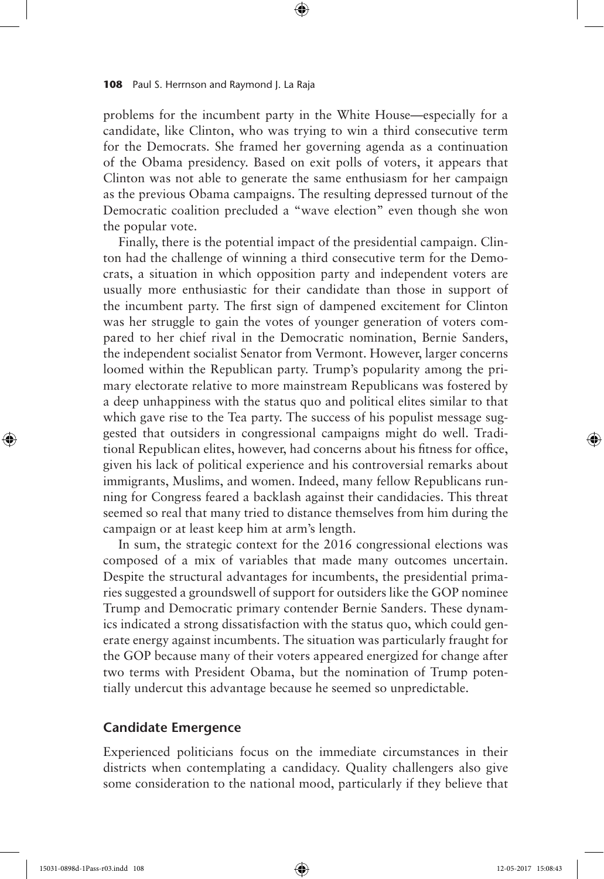problems for the incumbent party in the White House—especially for a candidate, like Clinton, who was trying to win a third consecutive term for the Democrats. She framed her governing agenda as a continuation of the Obama presidency. Based on exit polls of voters, it appears that Clinton was not able to generate the same enthusiasm for her campaign as the previous Obama campaigns. The resulting depressed turnout of the Democratic coalition precluded a "wave election" even though she won the popular vote.

Finally, there is the potential impact of the presidential campaign. Clinton had the challenge of winning a third consecutive term for the Democrats, a situation in which opposition party and independent voters are usually more enthusiastic for their candidate than those in support of the incumbent party. The first sign of dampened excitement for Clinton was her struggle to gain the votes of younger generation of voters compared to her chief rival in the Democratic nomination, Bernie Sanders, the independent socialist Senator from Vermont. However, larger concerns loomed within the Republican party. Trump's popularity among the primary electorate relative to more mainstream Republicans was fostered by a deep unhappiness with the status quo and political elites similar to that which gave rise to the Tea party. The success of his populist message suggested that outsiders in congressional campaigns might do well. Traditional Republican elites, however, had concerns about his fitness for office, given his lack of political experience and his controversial remarks about immigrants, Muslims, and women. Indeed, many fellow Republicans running for Congress feared a backlash against their candidacies. This threat seemed so real that many tried to distance themselves from him during the campaign or at least keep him at arm's length.

In sum, the strategic context for the 2016 congressional elections was composed of a mix of variables that made many outcomes uncertain. Despite the structural advantages for incumbents, the presidential primaries suggested a groundswell of support for outsiders like the GOP nominee Trump and Democratic primary contender Bernie Sanders. These dynamics indicated a strong dissatisfaction with the status quo, which could generate energy against incumbents. The situation was particularly fraught for the GOP because many of their voters appeared energized for change after two terms with President Obama, but the nomination of Trump potentially undercut this advantage because he seemed so unpredictable.

## Candidate Emergence

Experienced politicians focus on the immediate circumstances in their districts when contemplating a candidacy. Quality challengers also give some consideration to the national mood, particularly if they believe that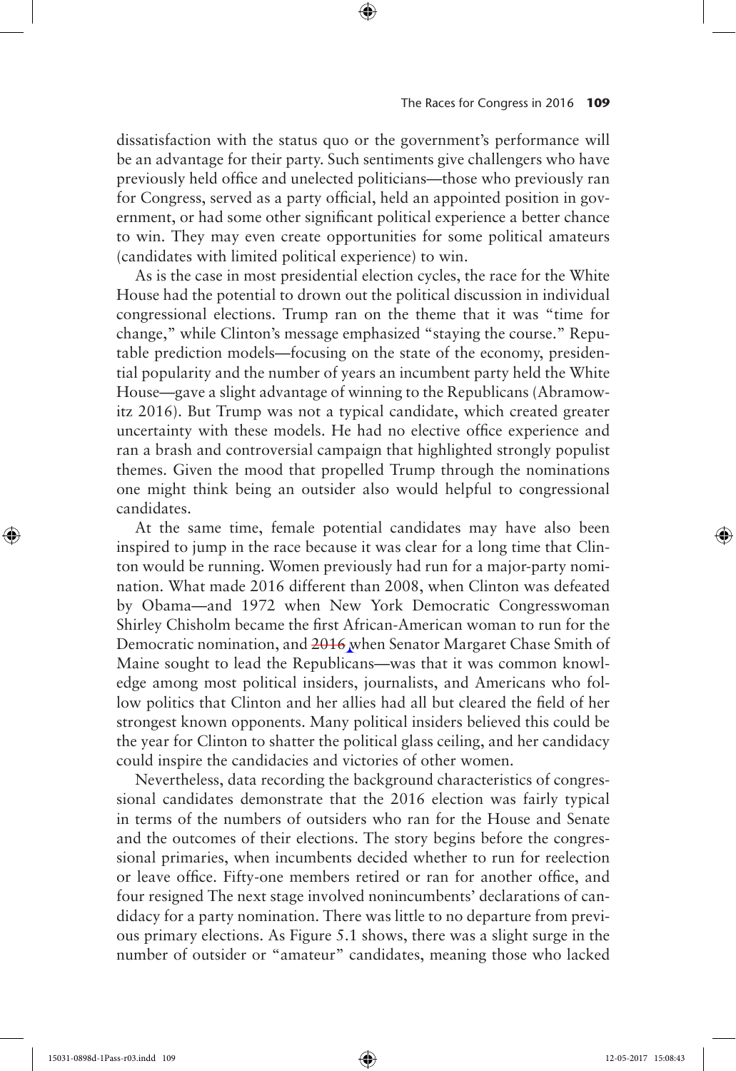dissatisfaction with the status quo or the government's performance will be an advantage for their party. Such sentiments give challengers who have previously held office and unelected politicians—those who previously ran for Congress, served as a party official, held an appointed position in government, or had some other significant political experience a better chance to win. They may even create opportunities for some political amateurs (candidates with limited political experience) to win.

As is the case in most presidential election cycles, the race for the White House had the potential to drown out the political discussion in individual congressional elections. Trump ran on the theme that it was "time for change," while Clinton's message emphasized "staying the course." Reputable prediction models—focusing on the state of the economy, presidential popularity and the number of years an incumbent party held the White House—gave a slight advantage of winning to the Republicans (Abramowitz 2016). But Trump was not a typical candidate, which created greater uncertainty with these models. He had no elective office experience and ran a brash and controversial campaign that highlighted strongly populist themes. Given the mood that propelled Trump through the nominations one might think being an outsider also would helpful to congressional candidates.

At the same time, female potential candidates may have also been inspired to jump in the race because it was clear for a long time that Clinton would be running. Women previously had run for a major-party nomination. What made 2016 different than 2008, when Clinton was defeated by Obama—and 1972 when New York Democratic Congresswoman Shirley Chisholm became the first African-American woman to run for the Democratic nomination, and ~~2016~~ when Senator Margaret Chase Smith of Maine sought to lead the Republicans—was that it was common knowledge among most political insiders, journalists, and Americans who follow politics that Clinton and her allies had all but cleared the field of her strongest known opponents. Many political insiders believed this could be the year for Clinton to shatter the political glass ceiling, and her candidacy could inspire the candidacies and victories of other women.

Nevertheless, data recording the background characteristics of congressional candidates demonstrate that the 2016 election was fairly typical in terms of the numbers of outsiders who ran for the House and Senate and the outcomes of their elections. The story begins before the congressional primaries, when incumbents decided whether to run for reelection or leave office. Fifty-one members retired or ran for another office, and four resigned The next stage involved nonincumbents' declarations of candidacy for a party nomination. There was little to no departure from previous primary elections. As Figure 5.1 shows, there was a slight surge in the number of outsider or "amateur" candidates, meaning those who lacked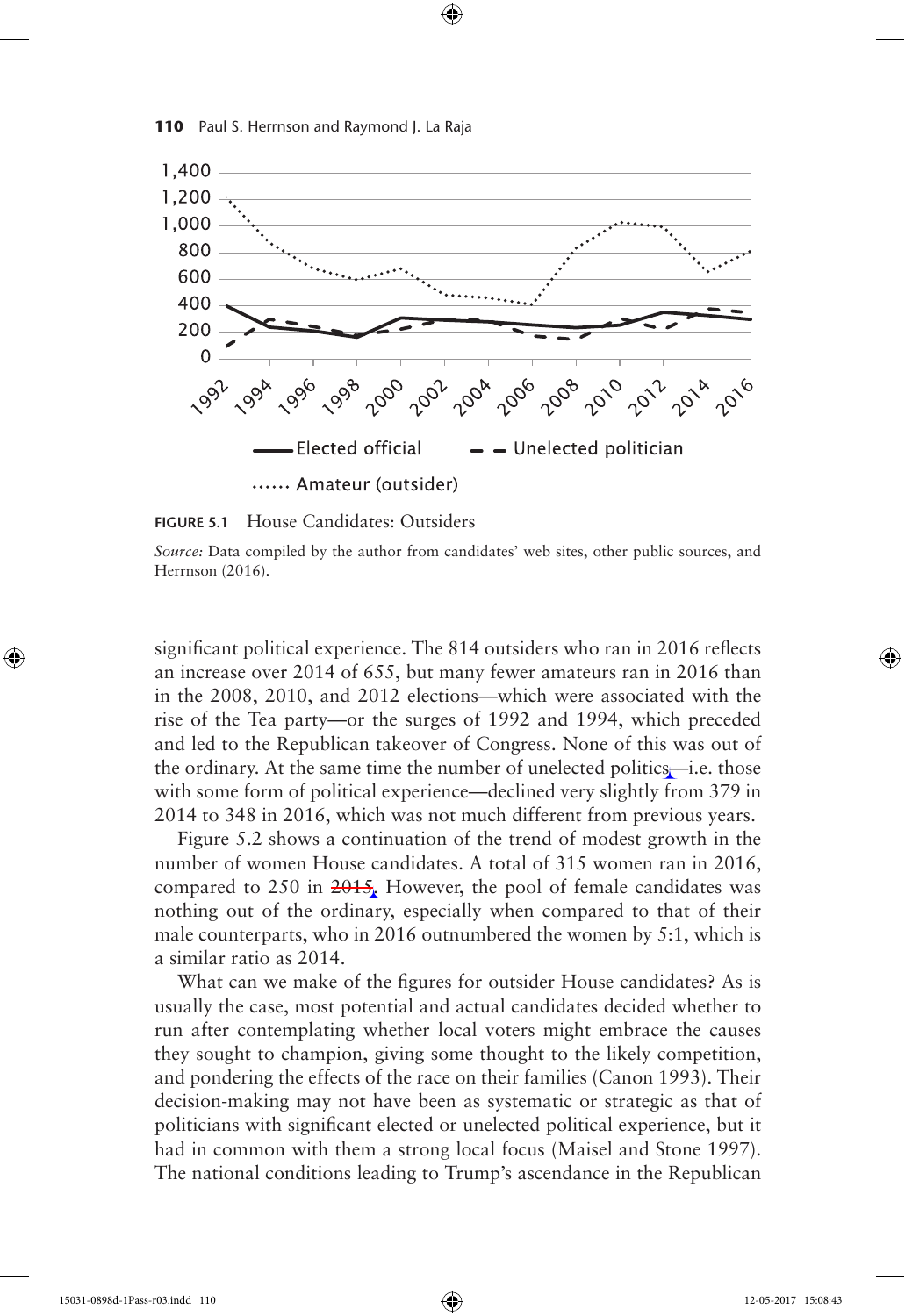**FIGURE 5.1** House Candidates: Outsiders

*Source:* Data compiled by the author from candidates' web sites, other public sources, and Herrnson (2016).

significant political experience. The 814 outsiders who ran in 2016 reflects an increase over 2014 of 655, but many fewer amateurs ran in 2016 than in the 2008, 2010, and 2012 elections—which were associated with the rise of the Tea party—or the surges of 1992 and 1994, which preceded and led to the Republican takeover of Congress. None of this was out of the ordinary. At the same time the number of unelected politics—i.e. those with some form of political experience—declined very slightly from 379 in 2014 to 348 in 2016, which was not much different from previous years.

Figure 5.2 shows a continuation of the trend of modest growth in the number of women House candidates. A total of 315 women ran in 2016, compared to 250 in 2015. However, the pool of female candidates was nothing out of the ordinary, especially when compared to that of their male counterparts, who in 2016 outnumbered the women by 5:1, which is a similar ratio as 2014.

What can we make of the figures for outsider House candidates? As is usually the case, most potential and actual candidates decided whether to run after contemplating whether local voters might embrace the causes they sought to champion, giving some thought to the likely competition, and pondering the effects of the race on their families (Canon 1993). Their decision-making may not have been as systematic or strategic as that of politicians with significant elected or unelected political experience, but it had in common with them a strong local focus (Maisel and Stone 1997). The national conditions leading to Trump's ascendance in the Republican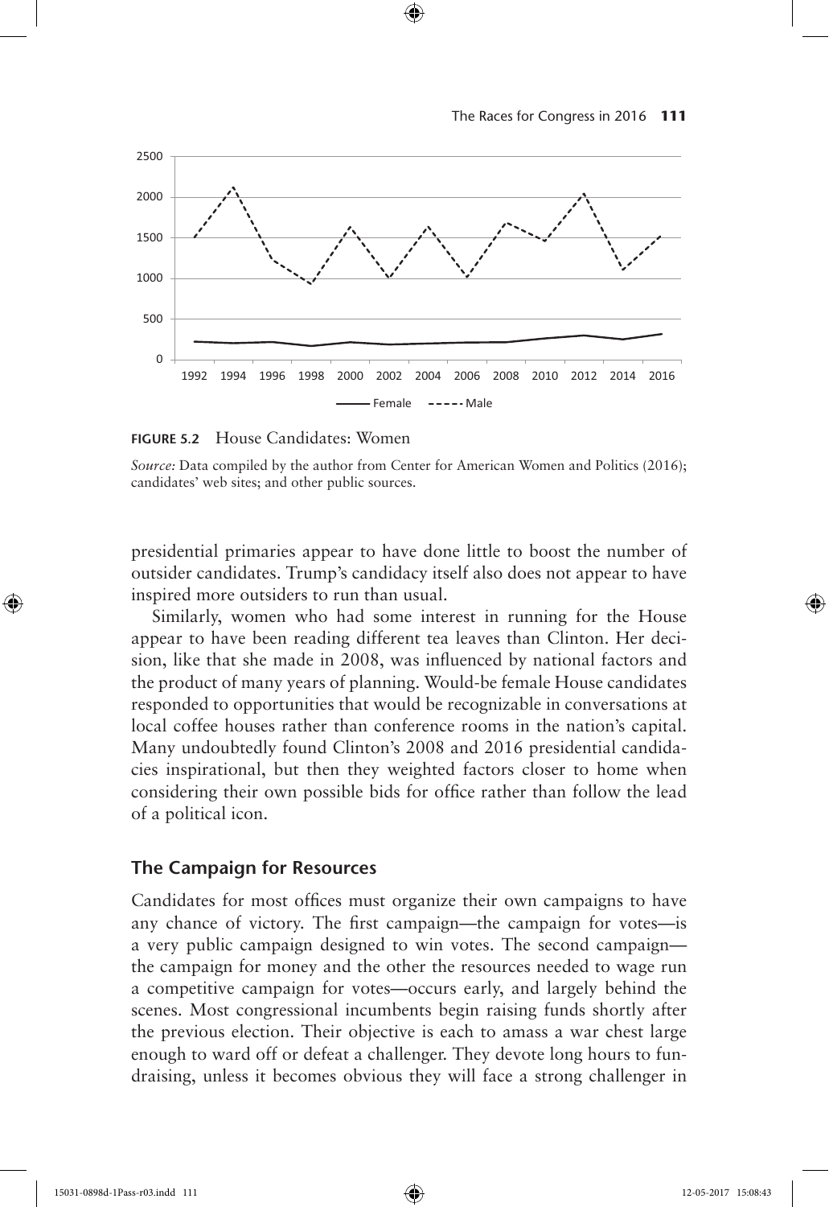**FIGURE 5.2** House Candidates: Women

*Source:* Data compiled by the author from Center for American Women and Politics (2016); candidates' web sites; and other public sources.

presidential primaries appear to have done little to boost the number of outsider candidates. Trump's candidacy itself also does not appear to have inspired more outsiders to run than usual.

Similarly, women who had some interest in running for the House appear to have been reading different tea leaves than Clinton. Her decision, like that she made in 2008, was influenced by national factors and the product of many years of planning. Would-be female House candidates responded to opportunities that would be recognizable in conversations at local coffee houses rather than conference rooms in the nation's capital. Many undoubtedly found Clinton's 2008 and 2016 presidential candidacies inspirational, but then they weighted factors closer to home when considering their own possible bids for office rather than follow the lead of a political icon.

## The Campaign for Resources

Candidates for most offices must organize their own campaigns to have any chance of victory. The first campaign—the campaign for votes—is a very public campaign designed to win votes. The second campaign—the campaign for money and the other the resources needed to wage run a competitive campaign for votes—occurs early, and largely behind the scenes. Most congressional incumbents begin raising funds shortly after the previous election. Their objective is each to amass a war chest large enough to ward off or defeat a challenger. They devote long hours to fundraising, unless it becomes obvious they will face a strong challenger in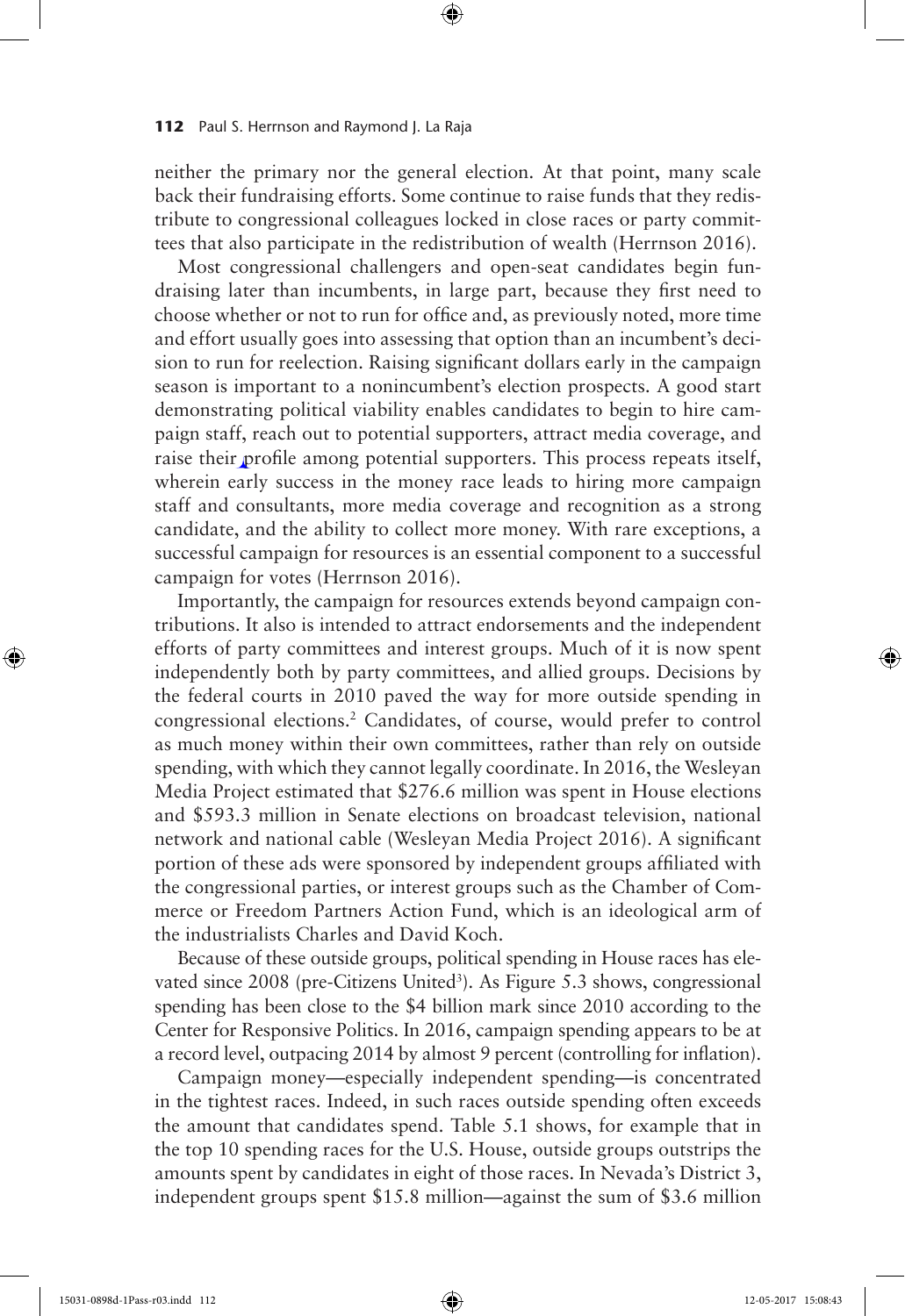neither the primary nor the general election. At that point, many scale back their fundraising efforts. Some continue to raise funds that they redistribute to congressional colleagues locked in close races or party committees that also participate in the redistribution of wealth (Herrnson 2016).

Most congressional challengers and open-seat candidates begin fundraising later than incumbents, in large part, because they first need to choose whether or not to run for office and, as previously noted, more time and effort usually goes into assessing that option than an incumbent's decision to run for reelection. Raising significant dollars early in the campaign season is important to a nonincumbent's election prospects. A good start demonstrating political viability enables candidates to begin to hire campaign staff, reach out to potential supporters, attract media coverage, and raise their profile among potential supporters. This process repeats itself, wherein early success in the money race leads to hiring more campaign staff and consultants, more media coverage and recognition as a strong candidate, and the ability to collect more money. With rare exceptions, a successful campaign for resources is an essential component to a successful campaign for votes (Herrnson 2016).

Importantly, the campaign for resources extends beyond campaign contributions. It also is intended to attract endorsements and the independent efforts of party committees and interest groups. Much of it is now spent independently both by party committees, and allied groups. Decisions by the federal courts in 2010 paved the way for more outside spending in congressional elections.[2] Candidates, of course, would prefer to control as much money within their own committees, rather than rely on outside spending, with which they cannot legally coordinate. In 2016, the Wesleyan Media Project estimated that $276.6 million was spent in House elections and $593.3 million in Senate elections on broadcast television, national network and national cable (Wesleyan Media Project 2016). A significant portion of these ads were sponsored by independent groups affiliated with the congressional parties, or interest groups such as the Chamber of Commerce or Freedom Partners Action Fund, which is an ideological arm of the industrialists Charles and David Koch.

Because of these outside groups, political spending in House races has elevated since 2008 (pre-Citizens United[3]). As Figure 5.3 shows, congressional spending has been close to the $4 billion mark since 2010 according to the Center for Responsive Politics. In 2016, campaign spending appears to be at a record level, outpacing 2014 by almost 9 percent (controlling for inflation).

Campaign money—especially independent spending—is concentrated in the tightest races. Indeed, in such races outside spending often exceeds the amount that candidates spend. Table 5.1 shows, for example that in the top 10 spending races for the U.S. House, outside groups outstrips the amounts spent by candidates in eight of those races. In Nevada's District 3, independent groups spent $15.8 million—against the sum of $3.6 million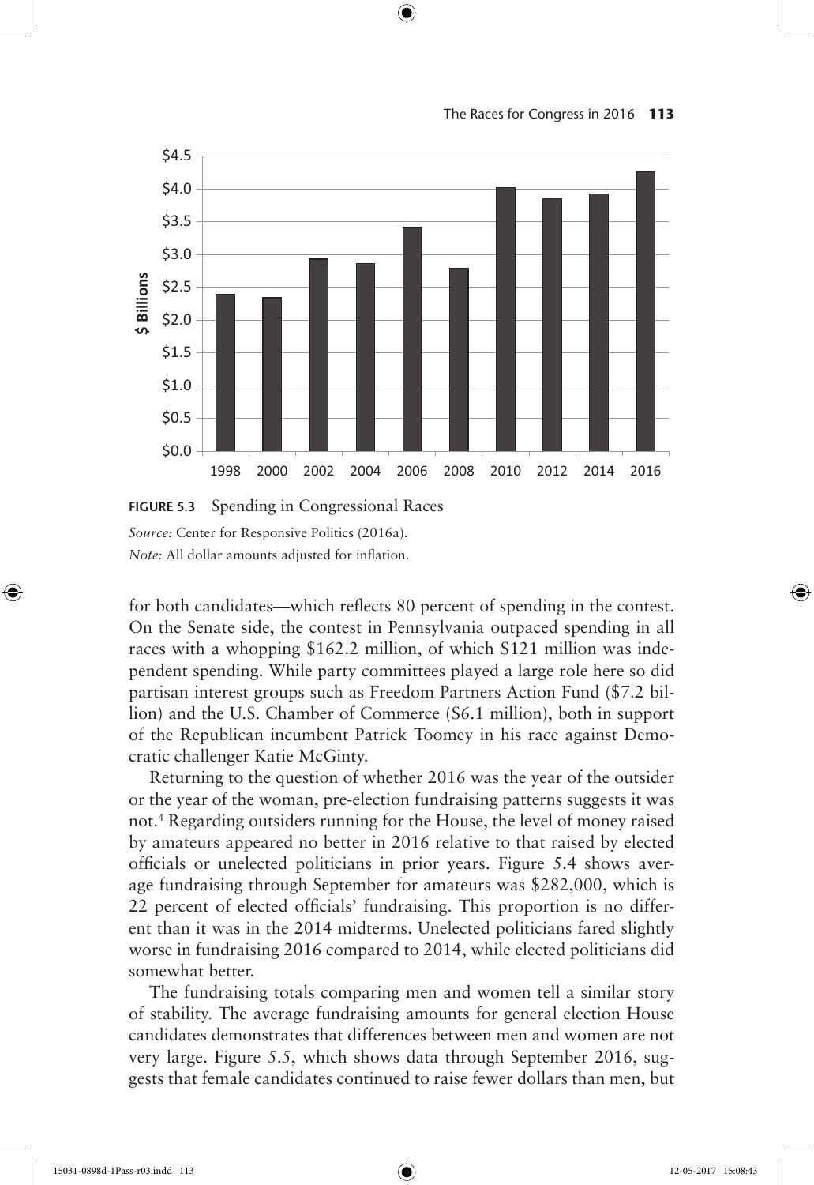**FIGURE 5.3** Spending in Congressional Races

*Source:* Center for Responsive Politics (2016a).

*Note:* All dollar amounts adjusted for inflation.

for both candidates—which reflects 80 percent of spending in the contest. On the Senate side, the contest in Pennsylvania outpaced spending in all races with a whopping $162.2 million, of which $121 million was independent spending. While party committees played a large role here so did partisan interest groups such as Freedom Partners Action Fund ($7.2 billion) and the U.S. Chamber of Commerce ($6.1 million), both in support of the Republican incumbent Patrick Toomey in his race against Democratic challenger Katie McGinty.

Returning to the question of whether 2016 was the year of the outsider or the year of the woman, pre-election fundraising patterns suggests it was not.[4] Regarding outsiders running for the House, the level of money raised by amateurs appeared no better in 2016 relative to that raised by elected officials or unelected politicians in prior years. Figure 5.4 shows average fundraising through September for amateurs was $282,000, which is 22 percent of elected officials' fundraising. This proportion is no different than it was in the 2014 midterms. Unelected politicians fared slightly worse in fundraising 2016 compared to 2014, while elected politicians did somewhat better.

The fundraising totals comparing men and women tell a similar story of stability. The average fundraising amounts for general election House candidates demonstrates that differences between men and women are not very large. Figure 5.5, which shows data through September 2016, suggests that female candidates continued to raise fewer dollars than men, but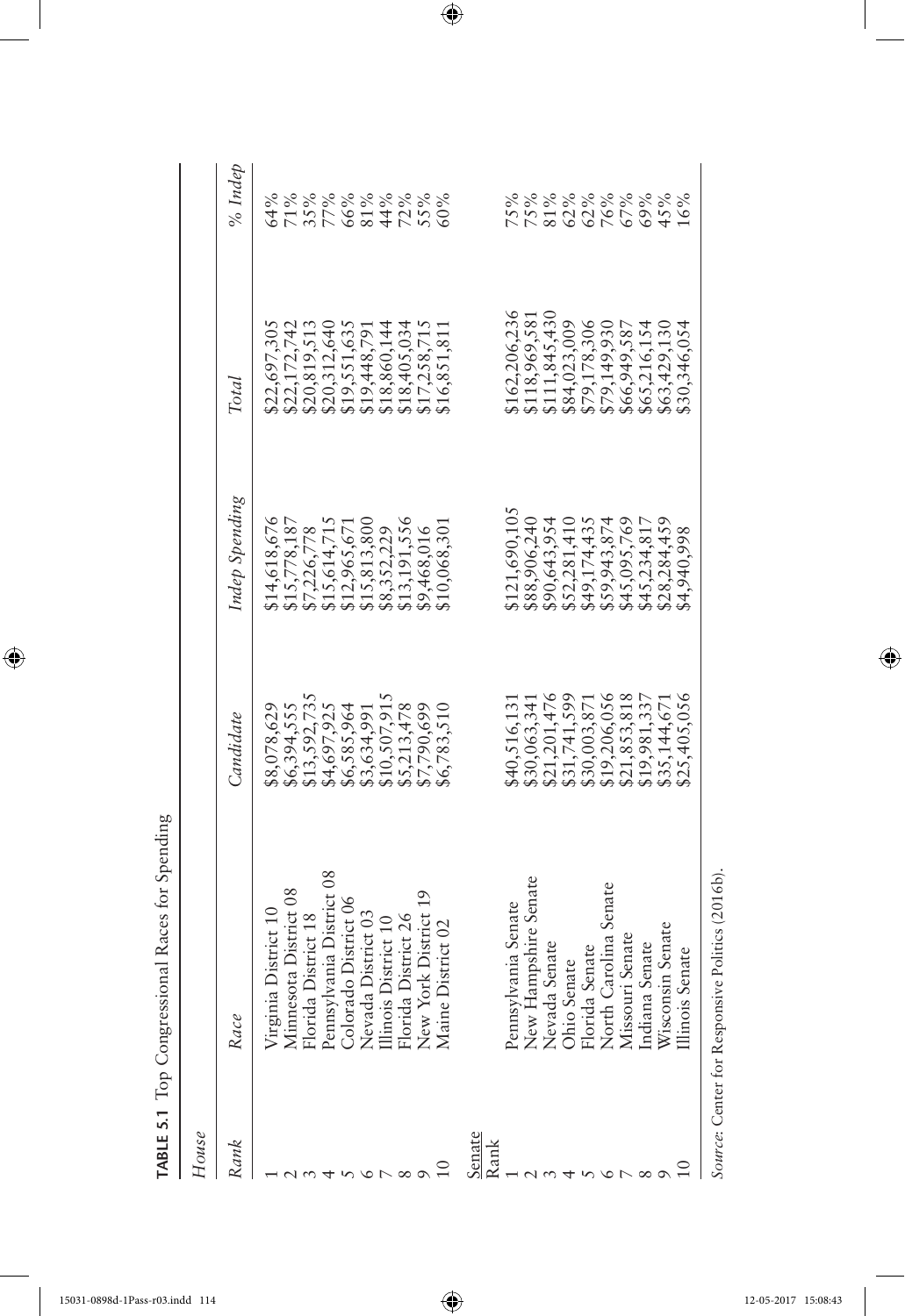**TABLE 5.1** Top Congressional Races for Spending

*House*

| *Rank* | *Race* | *Candidate* | *Indep Spending* | *Total* | *% Indep* |
|---|---|---|---|---|---|
| 1 | Virginia District 10 | $8,078,629 | $14,618,676 | $22,697,305 | 64% |
| 2 | Minnesota District 08 | $6,394,555 | $15,778,187 | $22,172,742 | 71% |
| 3 | Florida District 18 | $13,592,735 | $7,226,778 | $20,819,513 | 35% |
| 4 | Pennsylvania District 08 | $4,697,925 | $15,614,715 | $20,312,640 | 77% |
| 5 | Colorado District 06 | $6,585,964 | $12,965,671 | $19,551,635 | 66% |
| 6 | Nevada District 03 | $3,634,991 | $15,813,800 | $19,448,791 | 81% |
| 7 | Illinois District 10 | $10,507,915 | $8,352,229 | $18,860,144 | 44% |
| 8 | Florida District 26 | $5,213,478 | $13,191,556 | $18,405,034 | 72% |
| 9 | New York District 19 | $7,790,699 | $9,468,016 | $17,258,715 | 55% |
| 10 | Maine District 02 | $6,783,510 | $10,068,301 | $16,851,811 | 60% |
| Senate Rank | | | | | |
| 1 | Pennsylvania Senate | $40,516,131 | $121,690,105 | $162,206,236 | 75% |
| 2 | New Hampshire Senate | $30,063,341 | $88,906,240 | $118,969,581 | 75% |
| 3 | Nevada Senate | $21,201,476 | $90,643,954 | $111,845,430 | 81% |
| 4 | Ohio Senate | $31,741,599 | $52,281,410 | $84,023,009 | 62% |
| 5 | Florida Senate | $30,003,871 | $49,174,435 | $79,178,306 | 62% |
| 6 | North Carolina Senate | $19,206,056 | $59,943,874 | $79,149,930 | 76% |
| 7 | Missouri Senate | $21,853,818 | $45,095,769 | $66,949,587 | 67% |
| 8 | Indiana Senate | $19,981,337 | $45,234,817 | $65,216,154 | 69% |
| 9 | Wisconsin Senate | $35,144,671 | $28,284,459 | $63,429,130 | 45% |
| 10 | Illinois Senate | $25,405,056 | $4,940,998 | $30,346,054 | 16% |

*Source*: Center for Responsive Politics (2016b).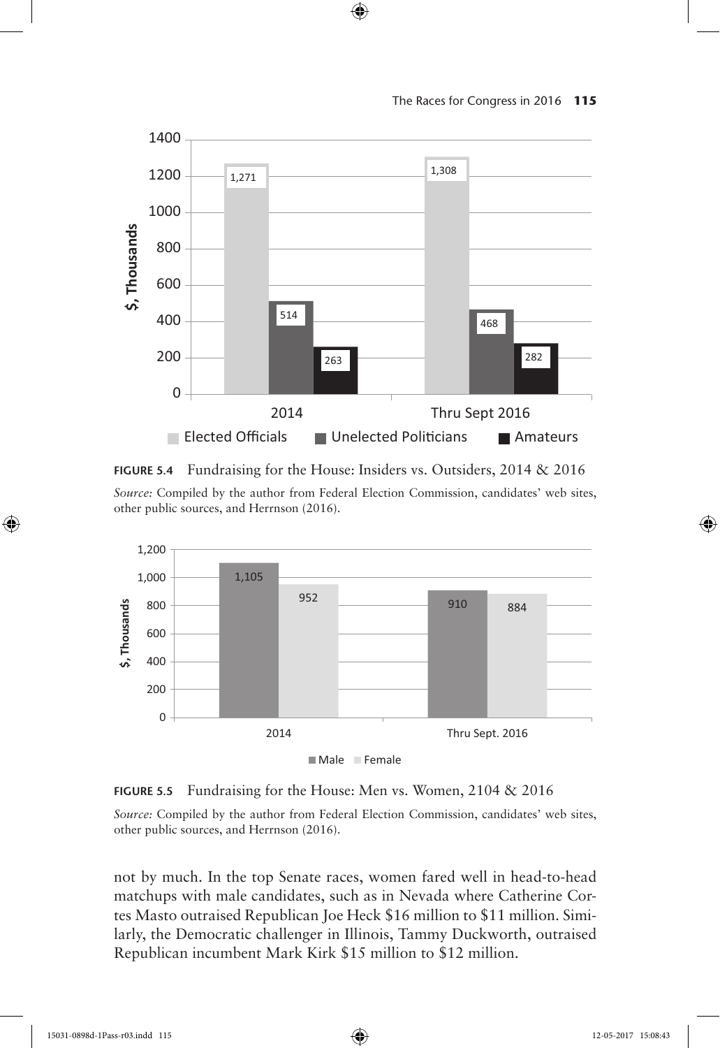| | Elected Officials | Unelected Politicians | Amateurs |
|---|---|---|---|
| 2014 | 1,271 | 514 | 263 |
| Thru Sept 2016 | 1,308 | 468 | 282 |

**FIGURE 5.4** Fundraising for the House: Insiders vs. Outsiders, 2014 & 2016

*Source:* Compiled by the author from Federal Election Commission, candidates' web sites, other public sources, and Herrnson (2016).

| | Male | Female |
|---|---|---|
| 2014 | 1,105 | 952 |
| Thru Sept. 2016 | 910 | 884 |

**FIGURE 5.5** Fundraising for the House: Men vs. Women, 2104 & 2016

*Source:* Compiled by the author from Federal Election Commission, candidates' web sites, other public sources, and Herrnson (2016).

not by much. In the top Senate races, women fared well in head-to-head matchups with male candidates, such as in Nevada where Catherine Cortes Masto outraised Republican Joe Heck $16 million to $11 million. Similarly, the Democratic challenger in Illinois, Tammy Duckworth, outraised Republican incumbent Mark Kirk $15 million to $12 million.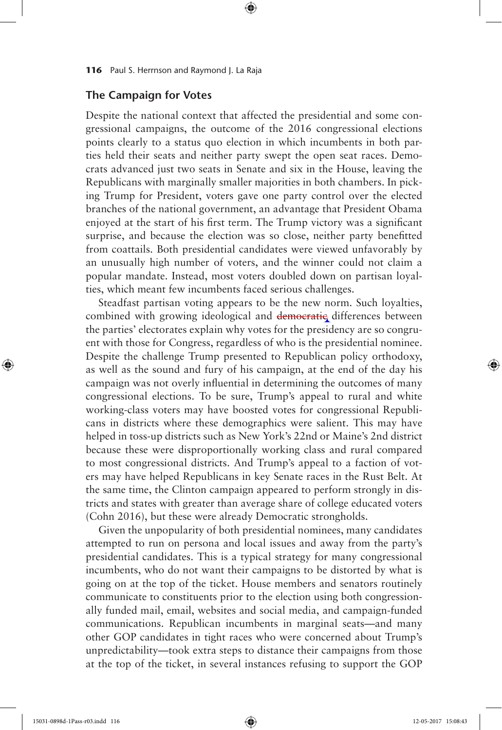## The Campaign for Votes

Despite the national context that affected the presidential and some congressional campaigns, the outcome of the 2016 congressional elections points clearly to a status quo election in which incumbents in both parties held their seats and neither party swept the open seat races. Democrats advanced just two seats in Senate and six in the House, leaving the Republicans with marginally smaller majorities in both chambers. In picking Trump for President, voters gave one party control over the elected branches of the national government, an advantage that President Obama enjoyed at the start of his first term. The Trump victory was a significant surprise, and because the election was so close, neither party benefitted from coattails. Both presidential candidates were viewed unfavorably by an unusually high number of voters, and the winner could not claim a popular mandate. Instead, most voters doubled down on partisan loyalties, which meant few incumbents faced serious challenges.

Steadfast partisan voting appears to be the new norm. Such loyalties, combined with growing ideological and ~~democratic~~ differences between the parties' electorates explain why votes for the presidency are so congruent with those for Congress, regardless of who is the presidential nominee. Despite the challenge Trump presented to Republican policy orthodoxy, as well as the sound and fury of his campaign, at the end of the day his campaign was not overly influential in determining the outcomes of many congressional elections. To be sure, Trump's appeal to rural and white working-class voters may have boosted votes for congressional Republicans in districts where these demographics were salient. This may have helped in toss-up districts such as New York's 22nd or Maine's 2nd district because these were disproportionally working class and rural compared to most congressional districts. And Trump's appeal to a faction of voters may have helped Republicans in key Senate races in the Rust Belt. At the same time, the Clinton campaign appeared to perform strongly in districts and states with greater than average share of college educated voters (Cohn 2016), but these were already Democratic strongholds.

Given the unpopularity of both presidential nominees, many candidates attempted to run on persona and local issues and away from the party's presidential candidates. This is a typical strategy for many congressional incumbents, who do not want their campaigns to be distorted by what is going on at the top of the ticket. House members and senators routinely communicate to constituents prior to the election using both congressionally funded mail, email, websites and social media, and campaign-funded communications. Republican incumbents in marginal seats—and many other GOP candidates in tight races who were concerned about Trump's unpredictability—took extra steps to distance their campaigns from those at the top of the ticket, in several instances refusing to support the GOP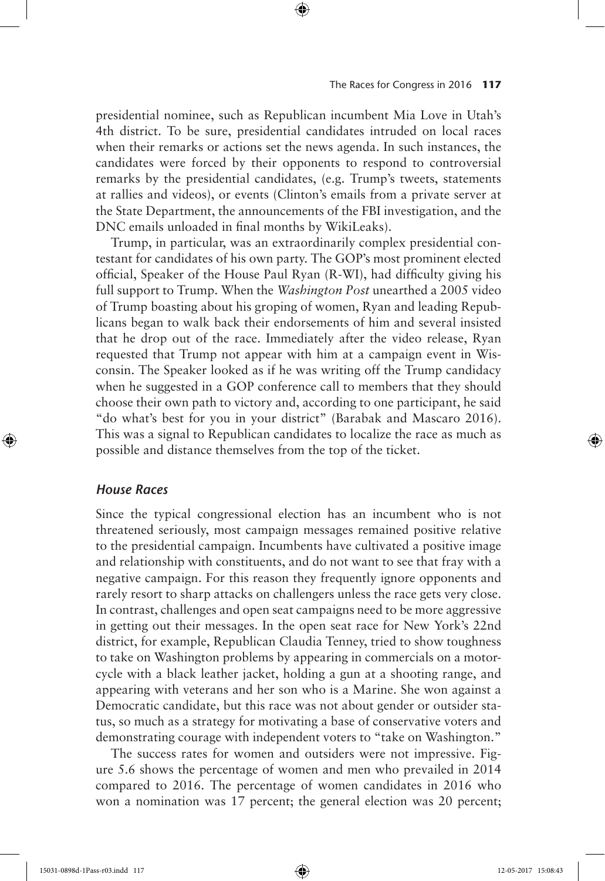presidential nominee, such as Republican incumbent Mia Love in Utah's 4th district. To be sure, presidential candidates intruded on local races when their remarks or actions set the news agenda. In such instances, the candidates were forced by their opponents to respond to controversial remarks by the presidential candidates, (e.g. Trump's tweets, statements at rallies and videos), or events (Clinton's emails from a private server at the State Department, the announcements of the FBI investigation, and the DNC emails unloaded in final months by WikiLeaks).

Trump, in particular, was an extraordinarily complex presidential contestant for candidates of his own party. The GOP's most prominent elected official, Speaker of the House Paul Ryan (R-WI), had difficulty giving his full support to Trump. When the *Washington Post* unearthed a 2005 video of Trump boasting about his groping of women, Ryan and leading Republicans began to walk back their endorsements of him and several insisted that he drop out of the race. Immediately after the video release, Ryan requested that Trump not appear with him at a campaign event in Wisconsin. The Speaker looked as if he was writing off the Trump candidacy when he suggested in a GOP conference call to members that they should choose their own path to victory and, according to one participant, he said "do what's best for you in your district" (Barabak and Mascaro 2016). This was a signal to Republican candidates to localize the race as much as possible and distance themselves from the top of the ticket.

### *House Races*

Since the typical congressional election has an incumbent who is not threatened seriously, most campaign messages remained positive relative to the presidential campaign. Incumbents have cultivated a positive image and relationship with constituents, and do not want to see that fray with a negative campaign. For this reason they frequently ignore opponents and rarely resort to sharp attacks on challengers unless the race gets very close. In contrast, challenges and open seat campaigns need to be more aggressive in getting out their messages. In the open seat race for New York's 22nd district, for example, Republican Claudia Tenney, tried to show toughness to take on Washington problems by appearing in commercials on a motorcycle with a black leather jacket, holding a gun at a shooting range, and appearing with veterans and her son who is a Marine. She won against a Democratic candidate, but this race was not about gender or outsider status, so much as a strategy for motivating a base of conservative voters and demonstrating courage with independent voters to "take on Washington."

The success rates for women and outsiders were not impressive. Figure 5.6 shows the percentage of women and men who prevailed in 2014 compared to 2016. The percentage of women candidates in 2016 who won a nomination was 17 percent; the general election was 20 percent;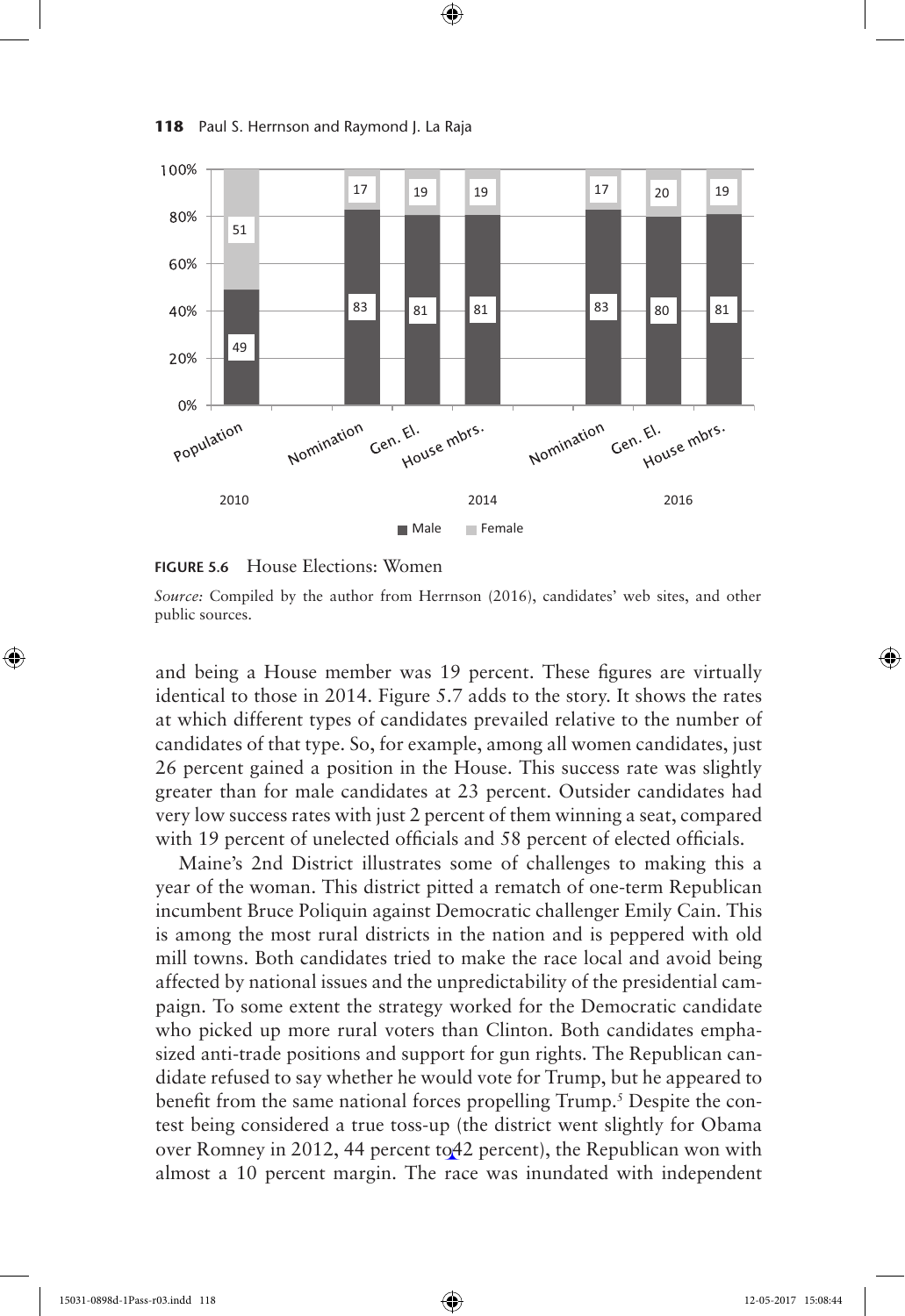| | Population | Nomination | Gen. El. | House mbrs. | Nomination | Gen. El. | House mbrs. |
|---|---|---|---|---|---|---|---|
| | 2010 | 2014 | | | 2016 | | |
| Male | 49 | 83 | 81 | 81 | 83 | 80 | 81 |
| Female | 51 | 17 | 19 | 19 | 17 | 20 | 19 |

**FIGURE 5.6** House Elections: Women

*Source:* Compiled by the author from Herrnson (2016), candidates' web sites, and other public sources.

and being a House member was 19 percent. These figures are virtually identical to those in 2014. Figure 5.7 adds to the story. It shows the rates at which different types of candidates prevailed relative to the number of candidates of that type. So, for example, among all women candidates, just 26 percent gained a position in the House. This success rate was slightly greater than for male candidates at 23 percent. Outsider candidates had very low success rates with just 2 percent of them winning a seat, compared with 19 percent of unelected officials and 58 percent of elected officials.

Maine's 2nd District illustrates some of challenges to making this a year of the woman. This district pitted a rematch of one-term Republican incumbent Bruce Poliquin against Democratic challenger Emily Cain. This is among the most rural districts in the nation and is peppered with old mill towns. Both candidates tried to make the race local and avoid being affected by national issues and the unpredictability of the presidential campaign. To some extent the strategy worked for the Democratic candidate who picked up more rural voters than Clinton. Both candidates emphasized anti-trade positions and support for gun rights. The Republican candidate refused to say whether he would vote for Trump, but he appeared to benefit from the same national forces propelling Trump.[5] Despite the contest being considered a true toss-up (the district went slightly for Obama over Romney in 2012, 44 percent to 42 percent), the Republican won with almost a 10 percent margin. The race was inundated with independent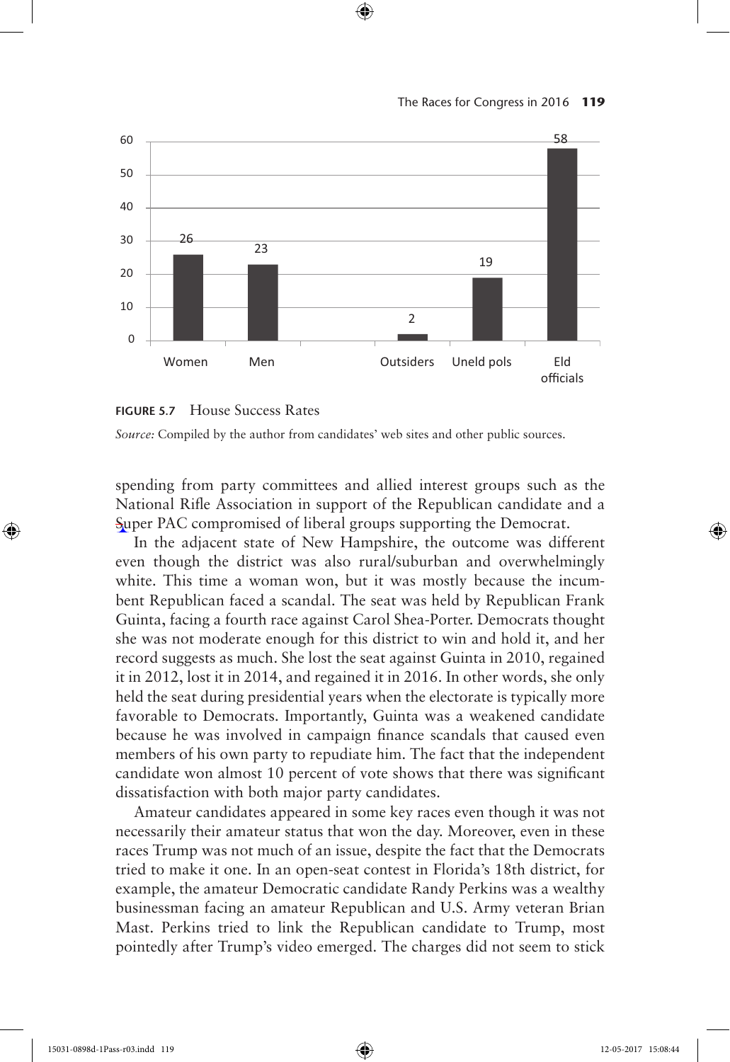| Women | Men | Outsiders | Uneld pols | Eld officials |
|---|---|---|---|---|
| 26 | 23 | 2 | 19 | 58 |

**FIGURE 5.7** House Success Rates

*Source:* Compiled by the author from candidates' web sites and other public sources.

spending from party committees and allied interest groups such as the National Rifle Association in support of the Republican candidate and a Super PAC compromised of liberal groups supporting the Democrat.

In the adjacent state of New Hampshire, the outcome was different even though the district was also rural/suburban and overwhelmingly white. This time a woman won, but it was mostly because the incumbent Republican faced a scandal. The seat was held by Republican Frank Guinta, facing a fourth race against Carol Shea-Porter. Democrats thought she was not moderate enough for this district to win and hold it, and her record suggests as much. She lost the seat against Guinta in 2010, regained it in 2012, lost it in 2014, and regained it in 2016. In other words, she only held the seat during presidential years when the electorate is typically more favorable to Democrats. Importantly, Guinta was a weakened candidate because he was involved in campaign finance scandals that caused even members of his own party to repudiate him. The fact that the independent candidate won almost 10 percent of vote shows that there was significant dissatisfaction with both major party candidates.

Amateur candidates appeared in some key races even though it was not necessarily their amateur status that won the day. Moreover, even in these races Trump was not much of an issue, despite the fact that the Democrats tried to make it one. In an open-seat contest in Florida's 18th district, for example, the amateur Democratic candidate Randy Perkins was a wealthy businessman facing an amateur Republican and U.S. Army veteran Brian Mast. Perkins tried to link the Republican candidate to Trump, most pointedly after Trump's video emerged. The charges did not seem to stick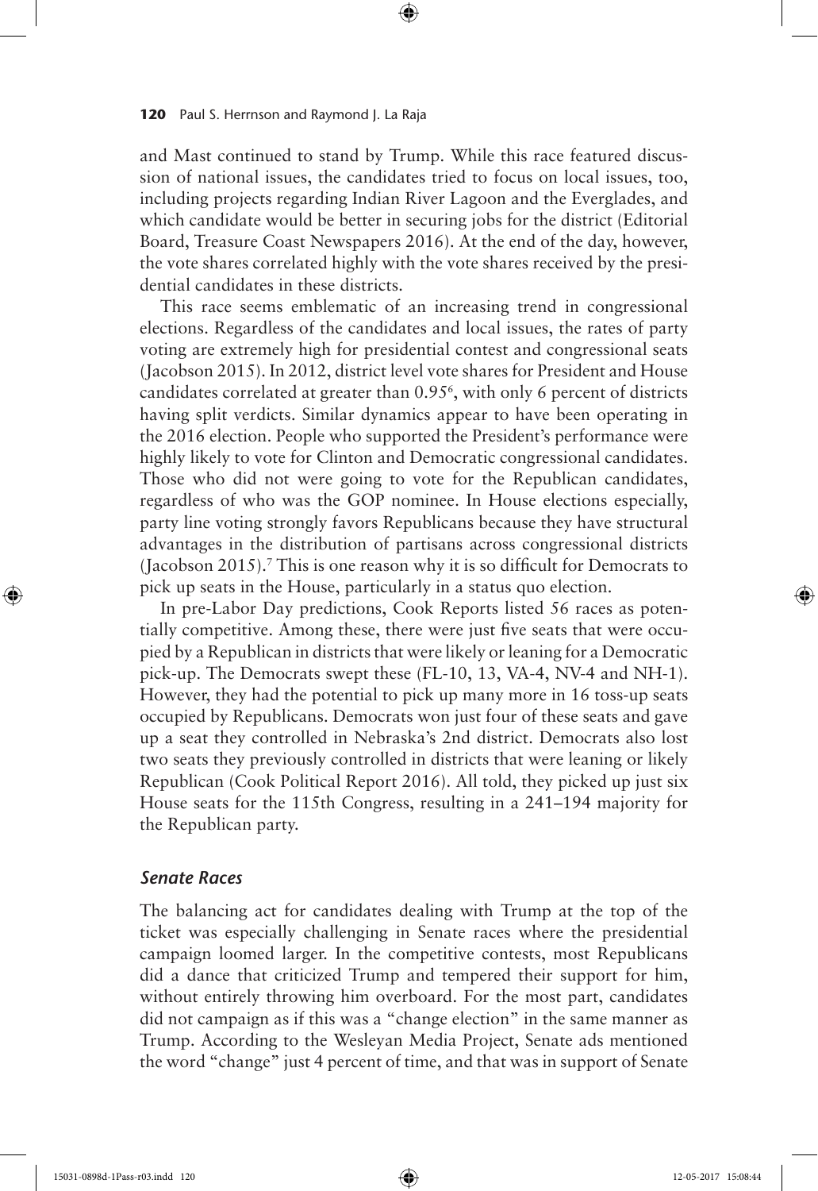and Mast continued to stand by Trump. While this race featured discussion of national issues, the candidates tried to focus on local issues, too, including projects regarding Indian River Lagoon and the Everglades, and which candidate would be better in securing jobs for the district (Editorial Board, Treasure Coast Newspapers 2016). At the end of the day, however, the vote shares correlated highly with the vote shares received by the presidential candidates in these districts.

This race seems emblematic of an increasing trend in congressional elections. Regardless of the candidates and local issues, the rates of party voting are extremely high for presidential contest and congressional seats (Jacobson 2015). In 2012, district level vote shares for President and House candidates correlated at greater than 0.95[6], with only 6 percent of districts having split verdicts. Similar dynamics appear to have been operating in the 2016 election. People who supported the President's performance were highly likely to vote for Clinton and Democratic congressional candidates. Those who did not were going to vote for the Republican candidates, regardless of who was the GOP nominee. In House elections especially, party line voting strongly favors Republicans because they have structural advantages in the distribution of partisans across congressional districts (Jacobson 2015).[7] This is one reason why it is so difficult for Democrats to pick up seats in the House, particularly in a status quo election.

In pre-Labor Day predictions, Cook Reports listed 56 races as potentially competitive. Among these, there were just five seats that were occupied by a Republican in districts that were likely or leaning for a Democratic pick-up. The Democrats swept these (FL-10, 13, VA-4, NV-4 and NH-1). However, they had the potential to pick up many more in 16 toss-up seats occupied by Republicans. Democrats won just four of these seats and gave up a seat they controlled in Nebraska's 2nd district. Democrats also lost two seats they previously controlled in districts that were leaning or likely Republican (Cook Political Report 2016). All told, they picked up just six House seats for the 115th Congress, resulting in a 241–194 majority for the Republican party.

### *Senate Races*

The balancing act for candidates dealing with Trump at the top of the ticket was especially challenging in Senate races where the presidential campaign loomed larger. In the competitive contests, most Republicans did a dance that criticized Trump and tempered their support for him, without entirely throwing him overboard. For the most part, candidates did not campaign as if this was a "change election" in the same manner as Trump. According to the Wesleyan Media Project, Senate ads mentioned the word "change" just 4 percent of time, and that was in support of Senate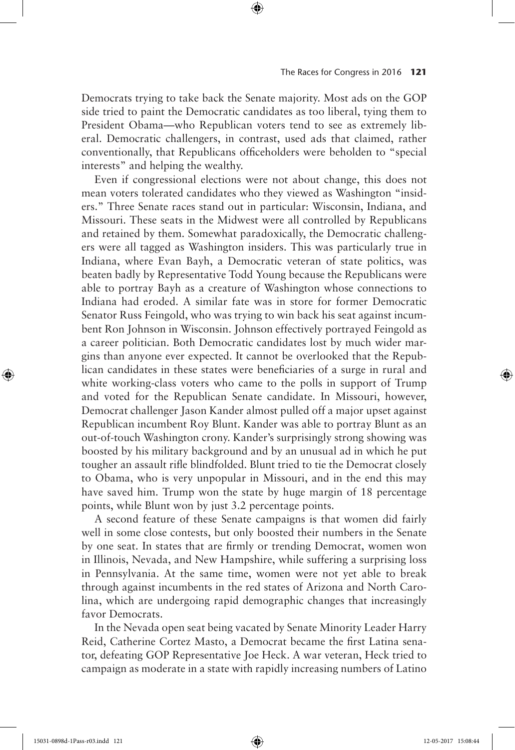Democrats trying to take back the Senate majority. Most ads on the GOP side tried to paint the Democratic candidates as too liberal, tying them to President Obama—who Republican voters tend to see as extremely liberal. Democratic challengers, in contrast, used ads that claimed, rather conventionally, that Republicans officeholders were beholden to "special interests" and helping the wealthy.

Even if congressional elections were not about change, this does not mean voters tolerated candidates who they viewed as Washington "insiders." Three Senate races stand out in particular: Wisconsin, Indiana, and Missouri. These seats in the Midwest were all controlled by Republicans and retained by them. Somewhat paradoxically, the Democratic challengers were all tagged as Washington insiders. This was particularly true in Indiana, where Evan Bayh, a Democratic veteran of state politics, was beaten badly by Representative Todd Young because the Republicans were able to portray Bayh as a creature of Washington whose connections to Indiana had eroded. A similar fate was in store for former Democratic Senator Russ Feingold, who was trying to win back his seat against incumbent Ron Johnson in Wisconsin. Johnson effectively portrayed Feingold as a career politician. Both Democratic candidates lost by much wider margins than anyone ever expected. It cannot be overlooked that the Republican candidates in these states were beneficiaries of a surge in rural and white working-class voters who came to the polls in support of Trump and voted for the Republican Senate candidate. In Missouri, however, Democrat challenger Jason Kander almost pulled off a major upset against Republican incumbent Roy Blunt. Kander was able to portray Blunt as an out-of-touch Washington crony. Kander's surprisingly strong showing was boosted by his military background and by an unusual ad in which he put tougher an assault rifle blindfolded. Blunt tried to tie the Democrat closely to Obama, who is very unpopular in Missouri, and in the end this may have saved him. Trump won the state by huge margin of 18 percentage points, while Blunt won by just 3.2 percentage points.

A second feature of these Senate campaigns is that women did fairly well in some close contests, but only boosted their numbers in the Senate by one seat. In states that are firmly or trending Democrat, women won in Illinois, Nevada, and New Hampshire, while suffering a surprising loss in Pennsylvania. At the same time, women were not yet able to break through against incumbents in the red states of Arizona and North Carolina, which are undergoing rapid demographic changes that increasingly favor Democrats.

In the Nevada open seat being vacated by Senate Minority Leader Harry Reid, Catherine Cortez Masto, a Democrat became the first Latina senator, defeating GOP Representative Joe Heck. A war veteran, Heck tried to campaign as moderate in a state with rapidly increasing numbers of Latino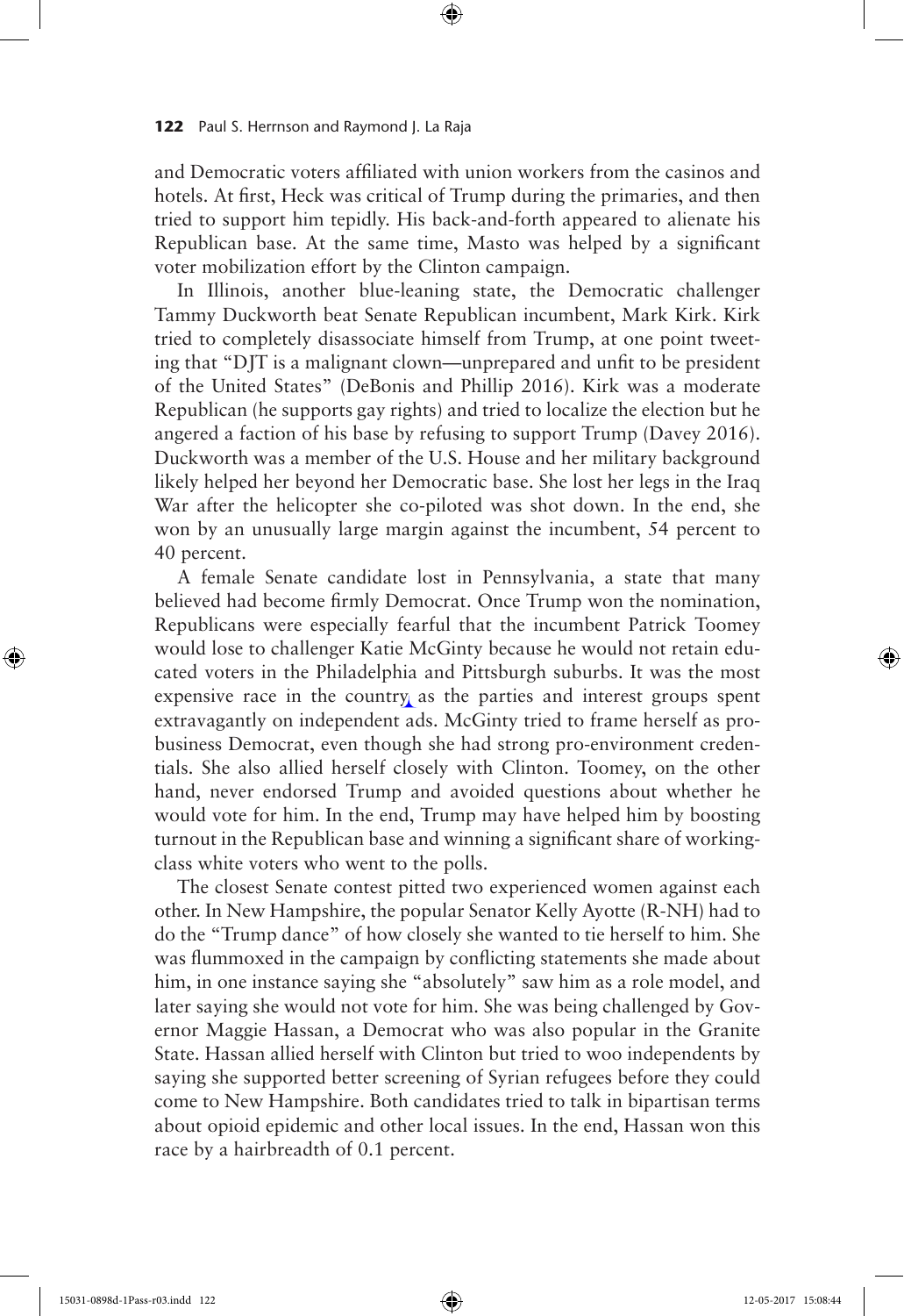and Democratic voters affiliated with union workers from the casinos and hotels. At first, Heck was critical of Trump during the primaries, and then tried to support him tepidly. His back-and-forth appeared to alienate his Republican base. At the same time, Masto was helped by a significant voter mobilization effort by the Clinton campaign.

In Illinois, another blue-leaning state, the Democratic challenger Tammy Duckworth beat Senate Republican incumbent, Mark Kirk. Kirk tried to completely disassociate himself from Trump, at one point tweeting that "DJT is a malignant clown—unprepared and unfit to be president of the United States" (DeBonis and Phillip 2016). Kirk was a moderate Republican (he supports gay rights) and tried to localize the election but he angered a faction of his base by refusing to support Trump (Davey 2016). Duckworth was a member of the U.S. House and her military background likely helped her beyond her Democratic base. She lost her legs in the Iraq War after the helicopter she co-piloted was shot down. In the end, she won by an unusually large margin against the incumbent, 54 percent to 40 percent.

A female Senate candidate lost in Pennsylvania, a state that many believed had become firmly Democrat. Once Trump won the nomination, Republicans were especially fearful that the incumbent Patrick Toomey would lose to challenger Katie McGinty because he would not retain educated voters in the Philadelphia and Pittsburgh suburbs. It was the most expensive race in the country as the parties and interest groups spent extravagantly on independent ads. McGinty tried to frame herself as pro-business Democrat, even though she had strong pro-environment credentials. She also allied herself closely with Clinton. Toomey, on the other hand, never endorsed Trump and avoided questions about whether he would vote for him. In the end, Trump may have helped him by boosting turnout in the Republican base and winning a significant share of working-class white voters who went to the polls.

The closest Senate contest pitted two experienced women against each other. In New Hampshire, the popular Senator Kelly Ayotte (R-NH) had to do the "Trump dance" of how closely she wanted to tie herself to him. She was flummoxed in the campaign by conflicting statements she made about him, in one instance saying she "absolutely" saw him as a role model, and later saying she would not vote for him. She was being challenged by Governor Maggie Hassan, a Democrat who was also popular in the Granite State. Hassan allied herself with Clinton but tried to woo independents by saying she supported better screening of Syrian refugees before they could come to New Hampshire. Both candidates tried to talk in bipartisan terms about opioid epidemic and other local issues. In the end, Hassan won this race by a hairbreadth of 0.1 percent.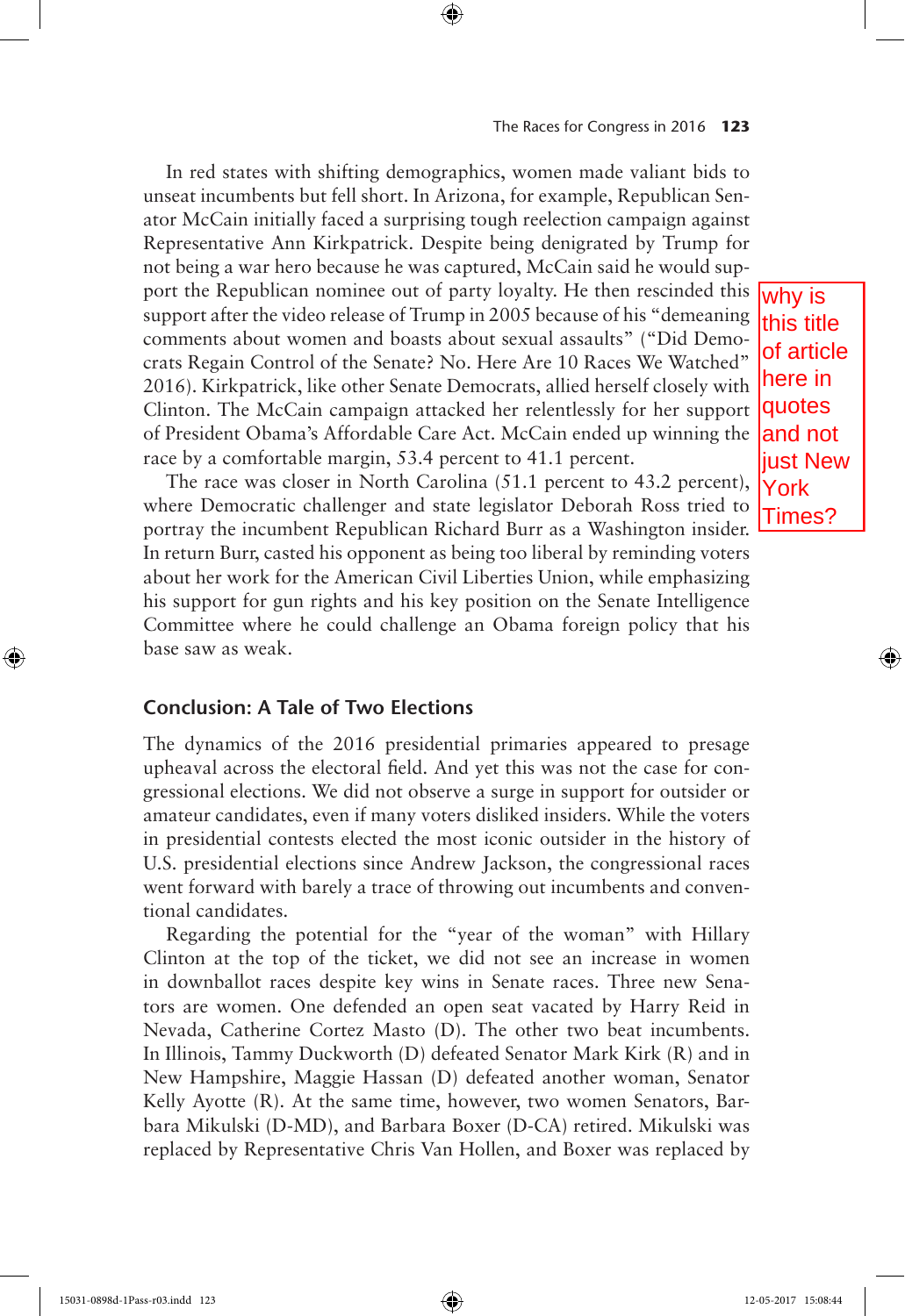In red states with shifting demographics, women made valiant bids to unseat incumbents but fell short. In Arizona, for example, Republican Senator McCain initially faced a surprising tough reelection campaign against Representative Ann Kirkpatrick. Despite being denigrated by Trump for not being a war hero because he was captured, McCain said he would support the Republican nominee out of party loyalty. He then rescinded this support after the video release of Trump in 2005 because of his "demeaning comments about women and boasts about sexual assaults" ("Did Democrats Regain Control of the Senate? No. Here Are 10 Races We Watched" 2016). Kirkpatrick, like other Senate Democrats, allied herself closely with Clinton. The McCain campaign attacked her relentlessly for her support of President Obama's Affordable Care Act. McCain ended up winning the race by a comfortable margin, 53.4 percent to 41.1 percent.

> why is this title of article here in quotes and not just New York Times?

The race was closer in North Carolina (51.1 percent to 43.2 percent), where Democratic challenger and state legislator Deborah Ross tried to portray the incumbent Republican Richard Burr as a Washington insider. In return Burr, casted his opponent as being too liberal by reminding voters about her work for the American Civil Liberties Union, while emphasizing his support for gun rights and his key position on the Senate Intelligence Committee where he could challenge an Obama foreign policy that his base saw as weak.

## Conclusion: A Tale of Two Elections

The dynamics of the 2016 presidential primaries appeared to presage upheaval across the electoral field. And yet this was not the case for congressional elections. We did not observe a surge in support for outsider or amateur candidates, even if many voters disliked insiders. While the voters in presidential contests elected the most iconic outsider in the history of U.S. presidential elections since Andrew Jackson, the congressional races went forward with barely a trace of throwing out incumbents and conventional candidates.

Regarding the potential for the "year of the woman" with Hillary Clinton at the top of the ticket, we did not see an increase in women in downballot races despite key wins in Senate races. Three new Senators are women. One defended an open seat vacated by Harry Reid in Nevada, Catherine Cortez Masto (D). The other two beat incumbents. In Illinois, Tammy Duckworth (D) defeated Senator Mark Kirk (R) and in New Hampshire, Maggie Hassan (D) defeated another woman, Senator Kelly Ayotte (R). At the same time, however, two women Senators, Barbara Mikulski (D-MD), and Barbara Boxer (D-CA) retired. Mikulski was replaced by Representative Chris Van Hollen, and Boxer was replaced by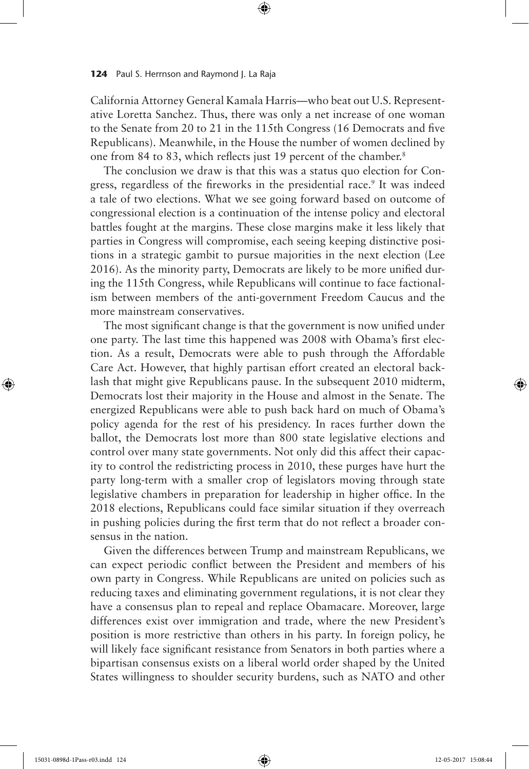California Attorney General Kamala Harris—who beat out U.S. Representative Loretta Sanchez. Thus, there was only a net increase of one woman to the Senate from 20 to 21 in the 115th Congress (16 Democrats and five Republicans). Meanwhile, in the House the number of women declined by one from 84 to 83, which reflects just 19 percent of the chamber.[8]

The conclusion we draw is that this was a status quo election for Congress, regardless of the fireworks in the presidential race.[9] It was indeed a tale of two elections. What we see going forward based on outcome of congressional election is a continuation of the intense policy and electoral battles fought at the margins. These close margins make it less likely that parties in Congress will compromise, each seeing keeping distinctive positions in a strategic gambit to pursue majorities in the next election (Lee 2016). As the minority party, Democrats are likely to be more unified during the 115th Congress, while Republicans will continue to face factionalism between members of the anti-government Freedom Caucus and the more mainstream conservatives.

The most significant change is that the government is now unified under one party. The last time this happened was 2008 with Obama's first election. As a result, Democrats were able to push through the Affordable Care Act. However, that highly partisan effort created an electoral backlash that might give Republicans pause. In the subsequent 2010 midterm, Democrats lost their majority in the House and almost in the Senate. The energized Republicans were able to push back hard on much of Obama's policy agenda for the rest of his presidency. In races further down the ballot, the Democrats lost more than 800 state legislative elections and control over many state governments. Not only did this affect their capacity to control the redistricting process in 2010, these purges have hurt the party long-term with a smaller crop of legislators moving through state legislative chambers in preparation for leadership in higher office. In the 2018 elections, Republicans could face similar situation if they overreach in pushing policies during the first term that do not reflect a broader consensus in the nation.

Given the differences between Trump and mainstream Republicans, we can expect periodic conflict between the President and members of his own party in Congress. While Republicans are united on policies such as reducing taxes and eliminating government regulations, it is not clear they have a consensus plan to repeal and replace Obamacare. Moreover, large differences exist over immigration and trade, where the new President's position is more restrictive than others in his party. In foreign policy, he will likely face significant resistance from Senators in both parties where a bipartisan consensus exists on a liberal world order shaped by the United States willingness to shoulder security burdens, such as NATO and other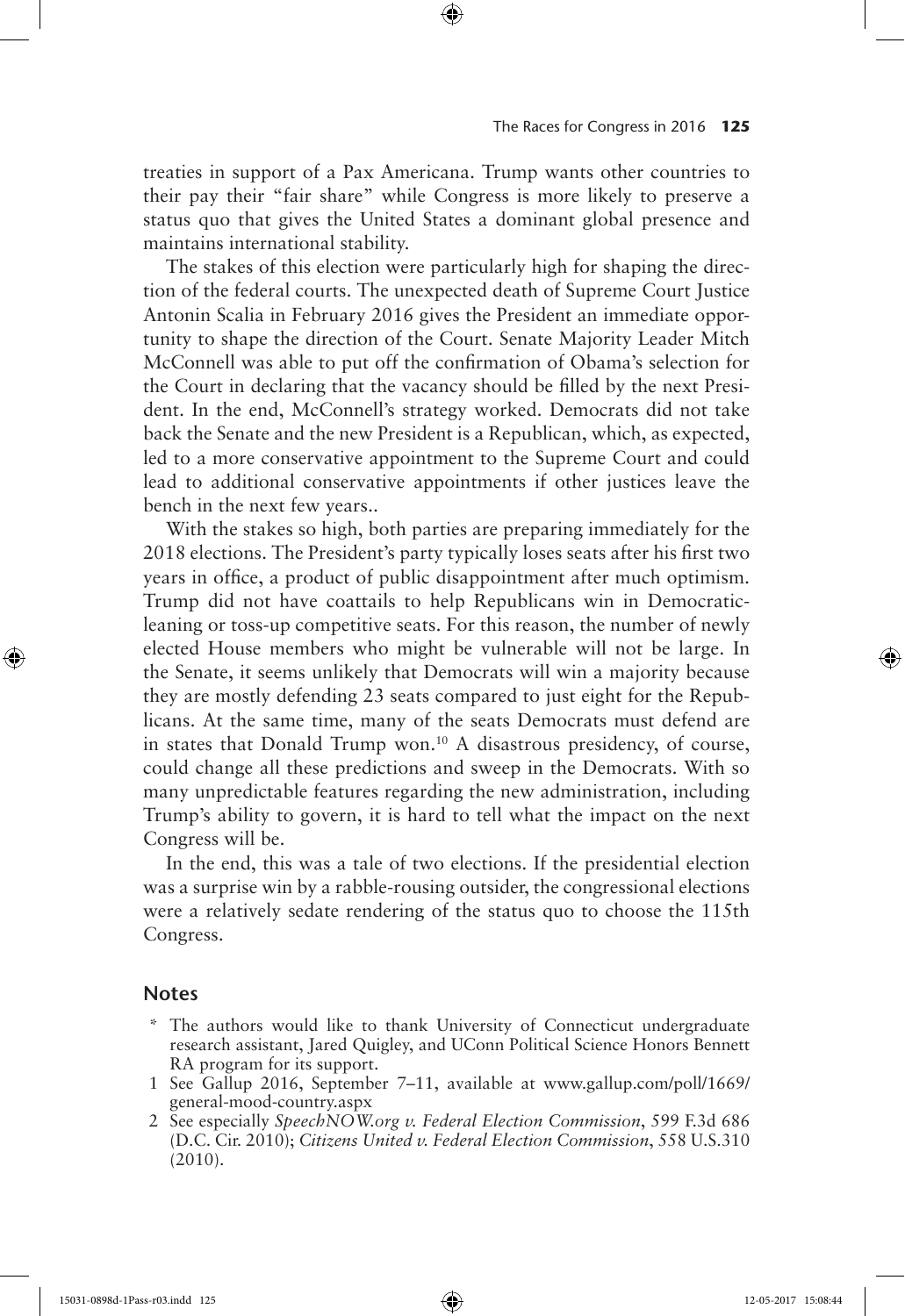treaties in support of a Pax Americana. Trump wants other countries to their pay their "fair share" while Congress is more likely to preserve a status quo that gives the United States a dominant global presence and maintains international stability.

The stakes of this election were particularly high for shaping the direction of the federal courts. The unexpected death of Supreme Court Justice Antonin Scalia in February 2016 gives the President an immediate opportunity to shape the direction of the Court. Senate Majority Leader Mitch McConnell was able to put off the confirmation of Obama's selection for the Court in declaring that the vacancy should be filled by the next President. In the end, McConnell's strategy worked. Democrats did not take back the Senate and the new President is a Republican, which, as expected, led to a more conservative appointment to the Supreme Court and could lead to additional conservative appointments if other justices leave the bench in the next few years..

With the stakes so high, both parties are preparing immediately for the 2018 elections. The President's party typically loses seats after his first two years in office, a product of public disappointment after much optimism. Trump did not have coattails to help Republicans win in Democratic-leaning or toss-up competitive seats. For this reason, the number of newly elected House members who might be vulnerable will not be large. In the Senate, it seems unlikely that Democrats will win a majority because they are mostly defending 23 seats compared to just eight for the Republicans. At the same time, many of the seats Democrats must defend are in states that Donald Trump won.[10] A disastrous presidency, of course, could change all these predictions and sweep in the Democrats. With so many unpredictable features regarding the new administration, including Trump's ability to govern, it is hard to tell what the impact on the next Congress will be.

In the end, this was a tale of two elections. If the presidential election was a surprise win by a rabble-rousing outsider, the congressional elections were a relatively sedate rendering of the status quo to choose the 115th Congress.

## Notes

\* The authors would like to thank University of Connecticut undergraduate research assistant, Jared Quigley, and UConn Political Science Honors Bennett RA program for its support.

1 See Gallup 2016, September 7–11, available at www.gallup.com/poll/1669/general-mood-country.aspx

2 See especially *SpeechNOW.org v. Federal Election Commission*, 599 F.3d 686 (D.C. Cir. 2010); *Citizens United v. Federal Election Commission*, 558 U.S.310 (2010).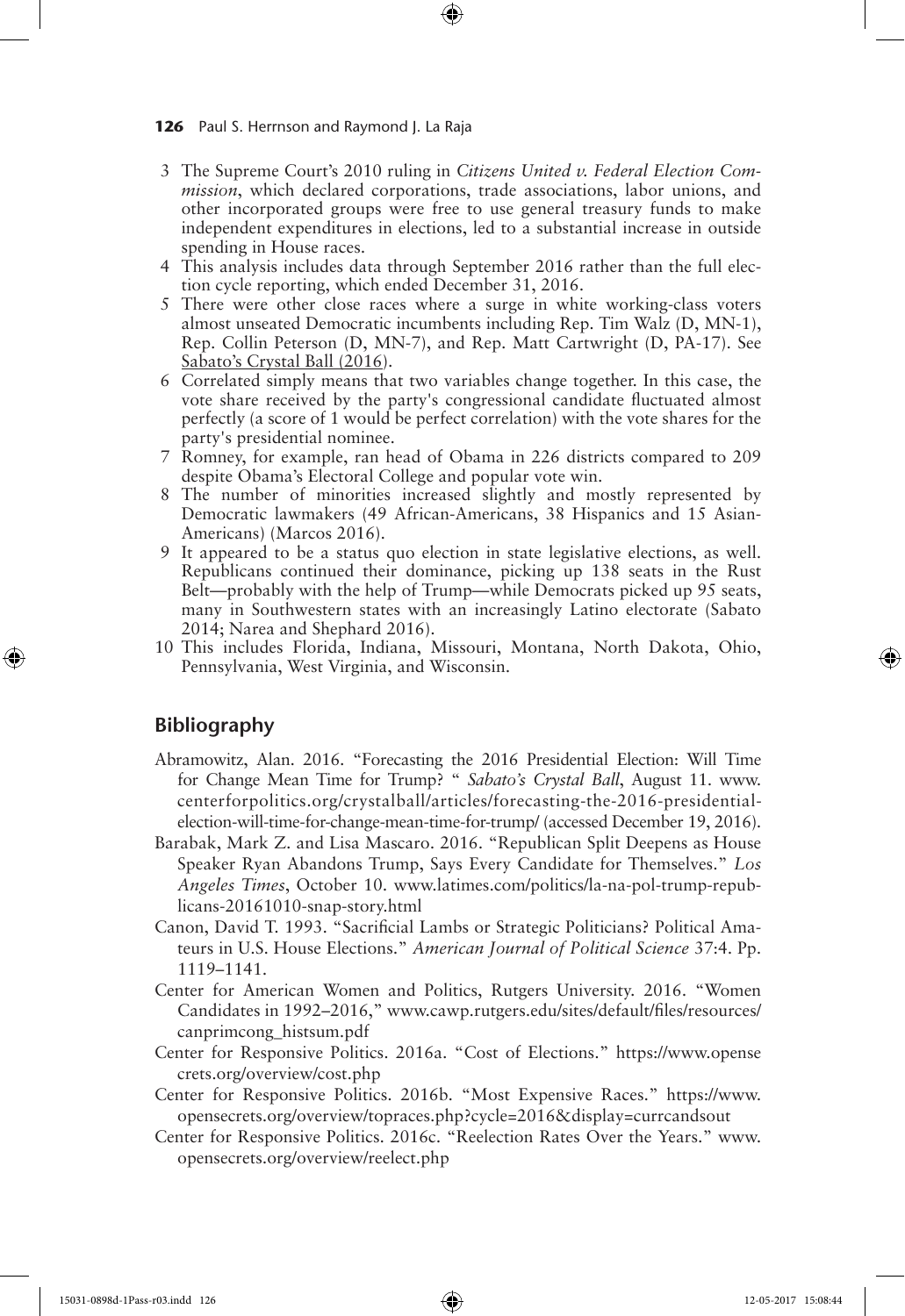3 The Supreme Court's 2010 ruling in *Citizens United v. Federal Election Commission*, which declared corporations, trade associations, labor unions, and other incorporated groups were free to use general treasury funds to make independent expenditures in elections, led to a substantial increase in outside spending in House races.
4 This analysis includes data through September 2016 rather than the full election cycle reporting, which ended December 31, 2016.
5 There were other close races where a surge in white working-class voters almost unseated Democratic incumbents including Rep. Tim Walz (D, MN-1), Rep. Collin Peterson (D, MN-7), and Rep. Matt Cartwright (D, PA-17). See Sabato's Crystal Ball (2016).
6 Correlated simply means that two variables change together. In this case, the vote share received by the party's congressional candidate fluctuated almost perfectly (a score of 1 would be perfect correlation) with the vote shares for the party's presidential nominee.
7 Romney, for example, ran head of Obama in 226 districts compared to 209 despite Obama's Electoral College and popular vote win.
8 The number of minorities increased slightly and mostly represented by Democratic lawmakers (49 African-Americans, 38 Hispanics and 15 Asian-Americans) (Marcos 2016).
9 It appeared to be a status quo election in state legislative elections, as well. Republicans continued their dominance, picking up 138 seats in the Rust Belt—probably with the help of Trump—while Democrats picked up 95 seats, many in Southwestern states with an increasingly Latino electorate (Sabato 2014; Narea and Shephard 2016).
10 This includes Florida, Indiana, Missouri, Montana, North Dakota, Ohio, Pennsylvania, West Virginia, and Wisconsin.

## Bibliography

Abramowitz, Alan. 2016. "Forecasting the 2016 Presidential Election: Will Time for Change Mean Time for Trump? " *Sabato's Crystal Ball*, August 11. www.centerforpolitics.org/crystalball/articles/forecasting-the-2016-presidential-election-will-time-for-change-mean-time-for-trump/ (accessed December 19, 2016).

Barabak, Mark Z. and Lisa Mascaro. 2016. "Republican Split Deepens as House Speaker Ryan Abandons Trump, Says Every Candidate for Themselves." *Los Angeles Times*, October 10. www.latimes.com/politics/la-na-pol-trump-republicans-20161010-snap-story.html

Canon, David T. 1993. "Sacrificial Lambs or Strategic Politicians? Political Amateurs in U.S. House Elections." *American Journal of Political Science* 37:4. Pp. 1119–1141.

Center for American Women and Politics, Rutgers University. 2016. "Women Candidates in 1992–2016," www.cawp.rutgers.edu/sites/default/files/resources/canprimcong_histsum.pdf

Center for Responsive Politics. 2016a. "Cost of Elections." https://www.opensecrets.org/overview/cost.php

Center for Responsive Politics. 2016b. "Most Expensive Races." https://www.opensecrets.org/overview/topraces.php?cycle=2016&display=currcandsout

Center for Responsive Politics. 2016c. "Reelection Rates Over the Years." www.opensecrets.org/overview/reelect.php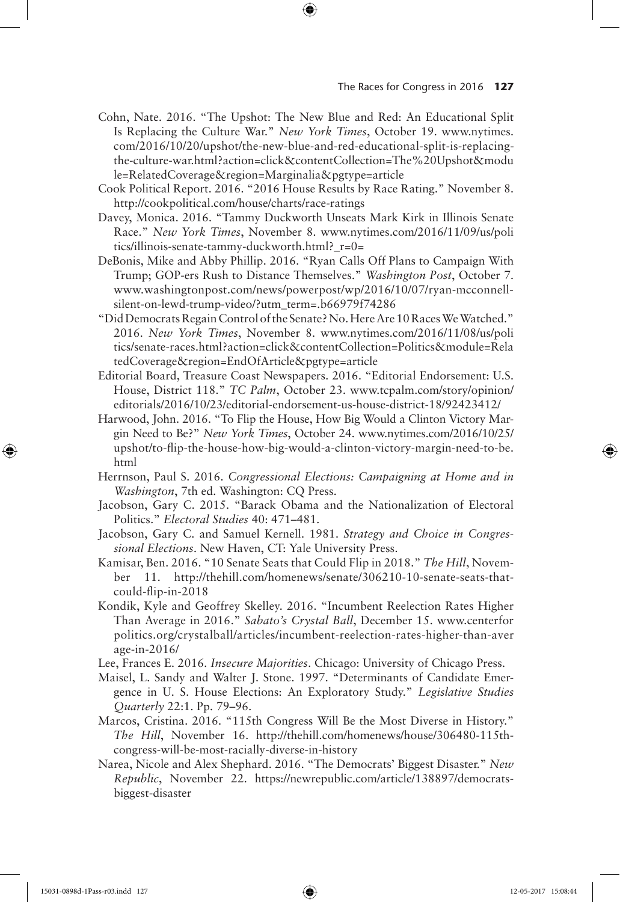Cohn, Nate. 2016. "The Upshot: The New Blue and Red: An Educational Split Is Replacing the Culture War." *New York Times*, October 19. www.nytimes.com/2016/10/20/upshot/the-new-blue-and-red-educational-split-is-replacing-the-culture-war.html?action=click&contentCollection=The%20Upshot&module=RelatedCoverage&region=Marginalia&pgtype=article

Cook Political Report. 2016. "2016 House Results by Race Rating." November 8. http://cookpolitical.com/house/charts/race-ratings

Davey, Monica. 2016. "Tammy Duckworth Unseats Mark Kirk in Illinois Senate Race." *New York Times*, November 8. www.nytimes.com/2016/11/09/us/politics/illinois-senate-tammy-duckworth.html?_r=0=

DeBonis, Mike and Abby Phillip. 2016. "Ryan Calls Off Plans to Campaign With Trump; GOP-ers Rush to Distance Themselves." *Washington Post*, October 7. www.washingtonpost.com/news/powerpost/wp/2016/10/07/ryan-mcconnell-silent-on-lewd-trump-video/?utm_term=.b66979f74286

"Did Democrats Regain Control of the Senate? No. Here Are 10 Races We Watched." 2016. *New York Times*, November 8. www.nytimes.com/2016/11/08/us/politics/senate-races.html?action=click&contentCollection=Politics&module=RelatedCoverage&region=EndOfArticle&pgtype=article

Editorial Board, Treasure Coast Newspapers. 2016. "Editorial Endorsement: U.S. House, District 118." *TC Palm*, October 23. www.tcpalm.com/story/opinion/editorials/2016/10/23/editorial-endorsement-us-house-district-18/92423412/

Harwood, John. 2016. "To Flip the House, How Big Would a Clinton Victory Margin Need to Be?" *New York Times*, October 24. www.nytimes.com/2016/10/25/upshot/to-flip-the-house-how-big-would-a-clinton-victory-margin-need-to-be.html

Herrnson, Paul S. 2016. *Congressional Elections: Campaigning at Home and in Washington*, 7th ed. Washington: CQ Press.

Jacobson, Gary C. 2015. "Barack Obama and the Nationalization of Electoral Politics." *Electoral Studies* 40: 471–481.

Jacobson, Gary C. and Samuel Kernell. 1981. *Strategy and Choice in Congressional Elections*. New Haven, CT: Yale University Press.

Kamisar, Ben. 2016. "10 Senate Seats that Could Flip in 2018." *The Hill*, November 11. http://thehill.com/homenews/senate/306210-10-senate-seats-that-could-flip-in-2018

Kondik, Kyle and Geoffrey Skelley. 2016. "Incumbent Reelection Rates Higher Than Average in 2016." *Sabato's Crystal Ball*, December 15. www.centerforpolitics.org/crystalball/articles/incumbent-reelection-rates-higher-than-average-in-2016/

Lee, Frances E. 2016. *Insecure Majorities*. Chicago: University of Chicago Press.

Maisel, L. Sandy and Walter J. Stone. 1997. "Determinants of Candidate Emergence in U. S. House Elections: An Exploratory Study." *Legislative Studies Quarterly* 22:1. Pp. 79–96.

Marcos, Cristina. 2016. "115th Congress Will Be the Most Diverse in History." *The Hill*, November 16. http://thehill.com/homenews/house/306480-115th-congress-will-be-most-racially-diverse-in-history

Narea, Nicole and Alex Shephard. 2016. "The Democrats' Biggest Disaster." *New Republic*, November 22. https://newrepublic.com/article/138897/democrats-biggest-disaster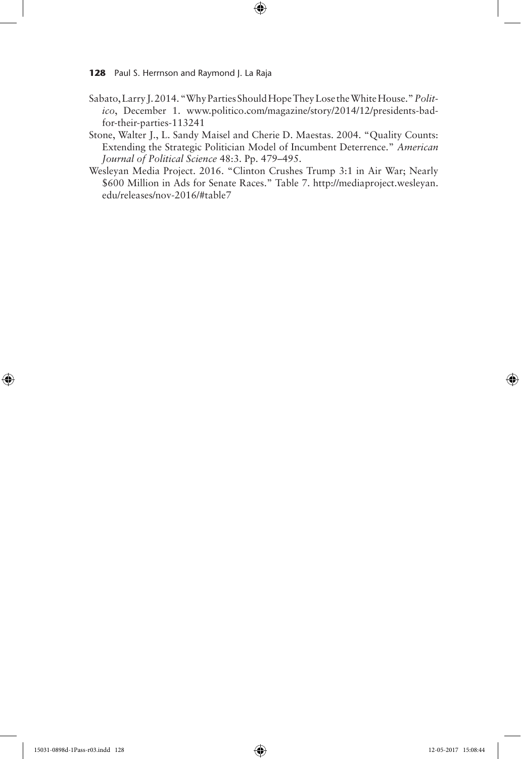Sabato, Larry J. 2014. "Why Parties Should Hope They Lose the White House." *Politico*, December 1. www.politico.com/magazine/story/2014/12/presidents-bad-for-their-parties-113241

Stone, Walter J., L. Sandy Maisel and Cherie D. Maestas. 2004. "Quality Counts: Extending the Strategic Politician Model of Incumbent Deterrence." *American Journal of Political Science* 48:3. Pp. 479–495.

Wesleyan Media Project. 2016. "Clinton Crushes Trump 3:1 in Air War; Nearly $600 Million in Ads for Senate Races." Table 7. http://mediaproject.wesleyan.edu/releases/nov-2016/#table7